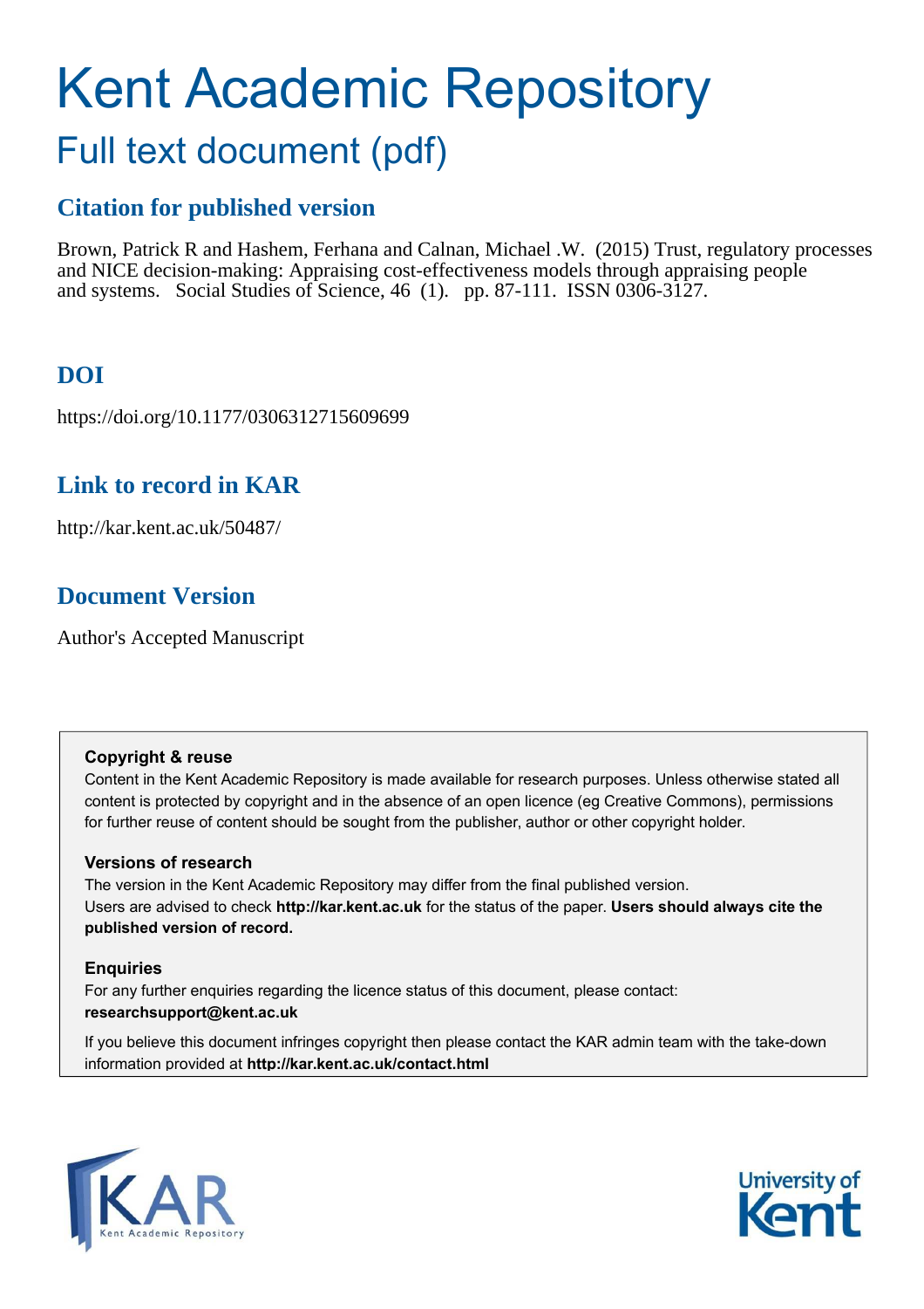# Kent Academic Repository

## Full text document (pdf)

### Citation for published version

Brown, Patrick R and Hashem, Ferhana and Calnan, Michael .W. (2015) Trust, regulatory processes and NICE decision-making: Appraising cost-effectiveness models through appraising people and systems. Social Studies of Science, 46 (1). pp. 87-111. ISSN 0306-3127.

### DOI

https://doi.org/10.1177/0306312715609699

### Link to record in KAR

http://kar.kent.ac.uk/50487/

### Document Version

Author's Accepted Manuscript

**Copyright & reuse**

Content in the Kent Academic Repository is made available for research purposes. Unless otherwise stated all content is protected by copyright and in the absence of an open licence (eg Creative Commons), permissions for further reuse of content should be sought from the publisher, author or other copyright holder.

**Versions of research**

The version in the Kent Academic Repository may differ from the final published version.
Users are advised to check **http://kar.kent.ac.uk** for the status of the paper. **Users should always cite the published version of record.**

**Enquiries**

For any further enquiries regarding the licence status of this document, please contact:
**researchsupport@kent.ac.uk**

If you believe this document infringes copyright then please contact the KAR admin team with the take-down information provided at **http://kar.kent.ac.uk/contact.html**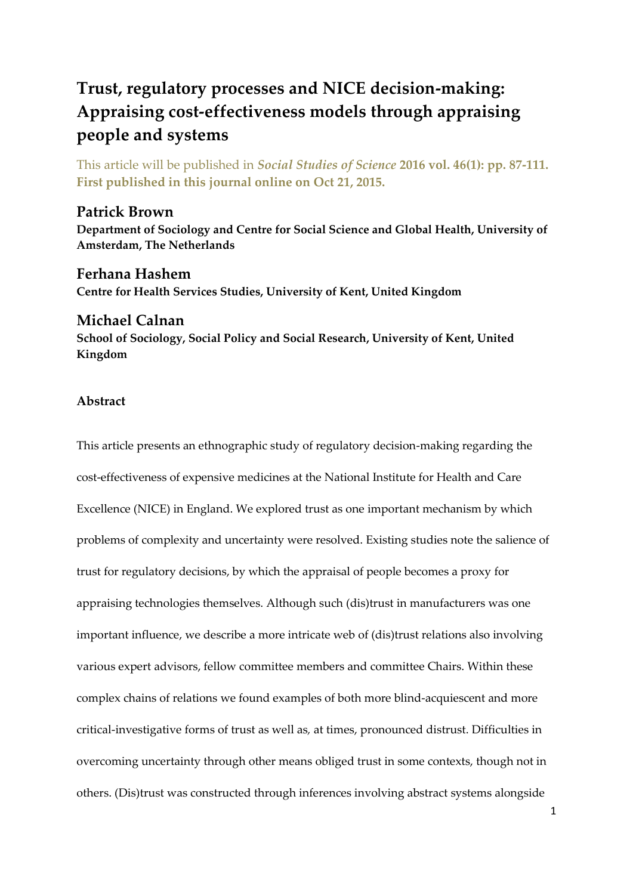# Trust, regulatory processes and NICE decision-making: Appraising cost-effectiveness models through appraising people and systems

This article will be published in ***Social Studies of Science*** **2016 vol. 46(1): pp. 87-111. First published in this journal online on Oct 21, 2015.**

## Patrick Brown

**Department of Sociology and Centre for Social Science and Global Health, University of Amsterdam, The Netherlands**

## Ferhana Hashem

**Centre for Health Services Studies, University of Kent, United Kingdom**

## Michael Calnan

**School of Sociology, Social Policy and Social Research, University of Kent, United Kingdom**

### Abstract

This article presents an ethnographic study of regulatory decision-making regarding the cost-effectiveness of expensive medicines at the National Institute for Health and Care Excellence (NICE) in England. We explored trust as one important mechanism by which problems of complexity and uncertainty were resolved. Existing studies note the salience of trust for regulatory decisions, by which the appraisal of people becomes a proxy for appraising technologies themselves. Although such (dis)trust in manufacturers was one important influence, we describe a more intricate web of (dis)trust relations also involving various expert advisors, fellow committee members and committee Chairs. Within these complex chains of relations we found examples of both more blind-acquiescent and more critical-investigative forms of trust as well as, at times, pronounced distrust. Difficulties in overcoming uncertainty through other means obliged trust in some contexts, though not in others. (Dis)trust was constructed through inferences involving abstract systems alongside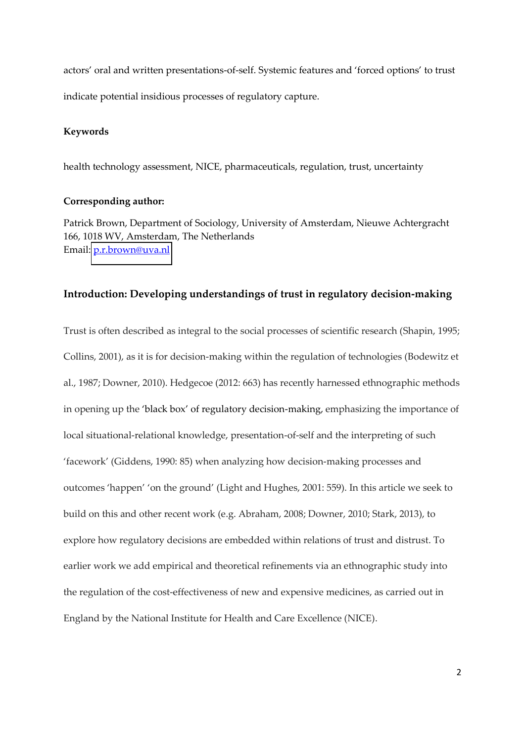actors' oral and written presentations-of-self. Systemic features and 'forced options' to trust indicate potential insidious processes of regulatory capture.

**Keywords**

health technology assessment, NICE, pharmaceuticals, regulation, trust, uncertainty

**Corresponding author:**

Patrick Brown, Department of Sociology, University of Amsterdam, Nieuwe Achtergracht 166, 1018 WV, Amsterdam, The Netherlands
Email: p.r.brown@uva.nl

## Introduction: Developing understandings of trust in regulatory decision-making

Trust is often described as integral to the social processes of scientific research (Shapin, 1995; Collins, 2001), as it is for decision-making within the regulation of technologies (Bodewitz et al., 1987; Downer, 2010). Hedgecoe (2012: 663) has recently harnessed ethnographic methods in opening up the 'black box' of regulatory decision-making, emphasizing the importance of local situational-relational knowledge, presentation-of-self and the interpreting of such 'facework' (Giddens, 1990: 85) when analyzing how decision-making processes and outcomes 'happen' 'on the ground' (Light and Hughes, 2001: 559). In this article we seek to build on this and other recent work (e.g. Abraham, 2008; Downer, 2010; Stark, 2013), to explore how regulatory decisions are embedded within relations of trust and distrust. To earlier work we add empirical and theoretical refinements via an ethnographic study into the regulation of the cost-effectiveness of new and expensive medicines, as carried out in England by the National Institute for Health and Care Excellence (NICE).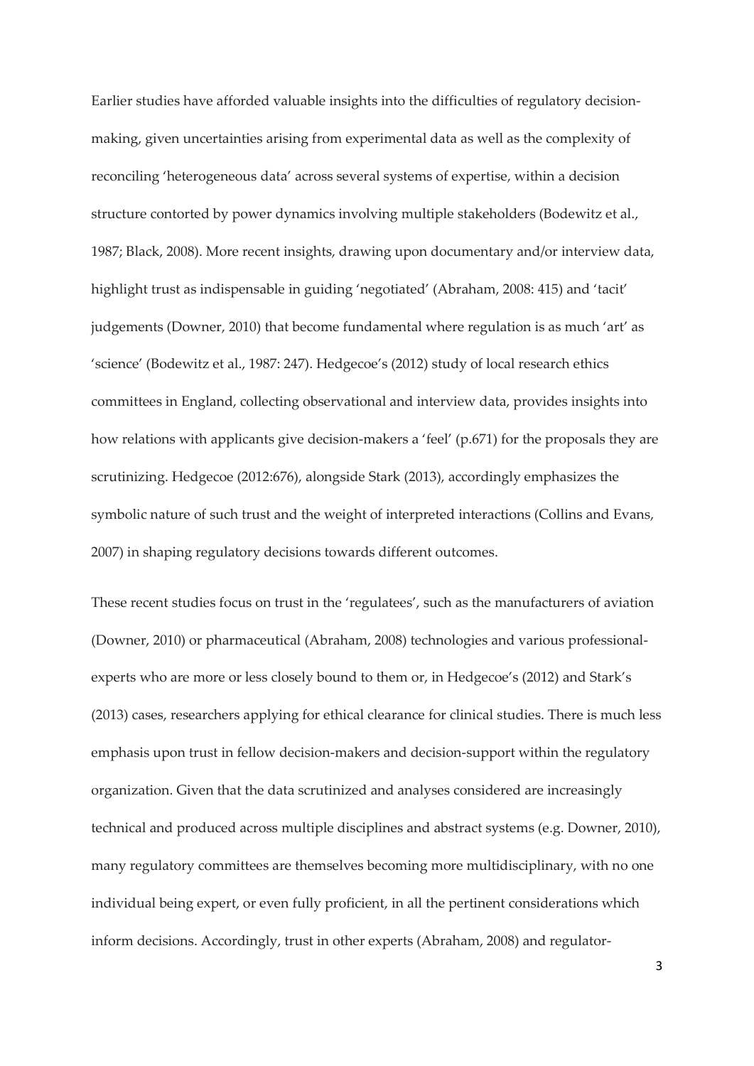Earlier studies have afforded valuable insights into the difficulties of regulatory decision-making, given uncertainties arising from experimental data as well as the complexity of reconciling 'heterogeneous data' across several systems of expertise, within a decision structure contorted by power dynamics involving multiple stakeholders (Bodewitz et al., 1987; Black, 2008). More recent insights, drawing upon documentary and/or interview data, highlight trust as indispensable in guiding 'negotiated' (Abraham, 2008: 415) and 'tacit' judgements (Downer, 2010) that become fundamental where regulation is as much 'art' as 'science' (Bodewitz et al., 1987: 247). Hedgecoe's (2012) study of local research ethics committees in England, collecting observational and interview data, provides insights into how relations with applicants give decision-makers a 'feel' (p.671) for the proposals they are scrutinizing. Hedgecoe (2012:676), alongside Stark (2013), accordingly emphasizes the symbolic nature of such trust and the weight of interpreted interactions (Collins and Evans, 2007) in shaping regulatory decisions towards different outcomes.

These recent studies focus on trust in the 'regulatees', such as the manufacturers of aviation (Downer, 2010) or pharmaceutical (Abraham, 2008) technologies and various professional-experts who are more or less closely bound to them or, in Hedgecoe's (2012) and Stark's (2013) cases, researchers applying for ethical clearance for clinical studies. There is much less emphasis upon trust in fellow decision-makers and decision-support within the regulatory organization. Given that the data scrutinized and analyses considered are increasingly technical and produced across multiple disciplines and abstract systems (e.g. Downer, 2010), many regulatory committees are themselves becoming more multidisciplinary, with no one individual being expert, or even fully proficient, in all the pertinent considerations which inform decisions. Accordingly, trust in other experts (Abraham, 2008) and regulator-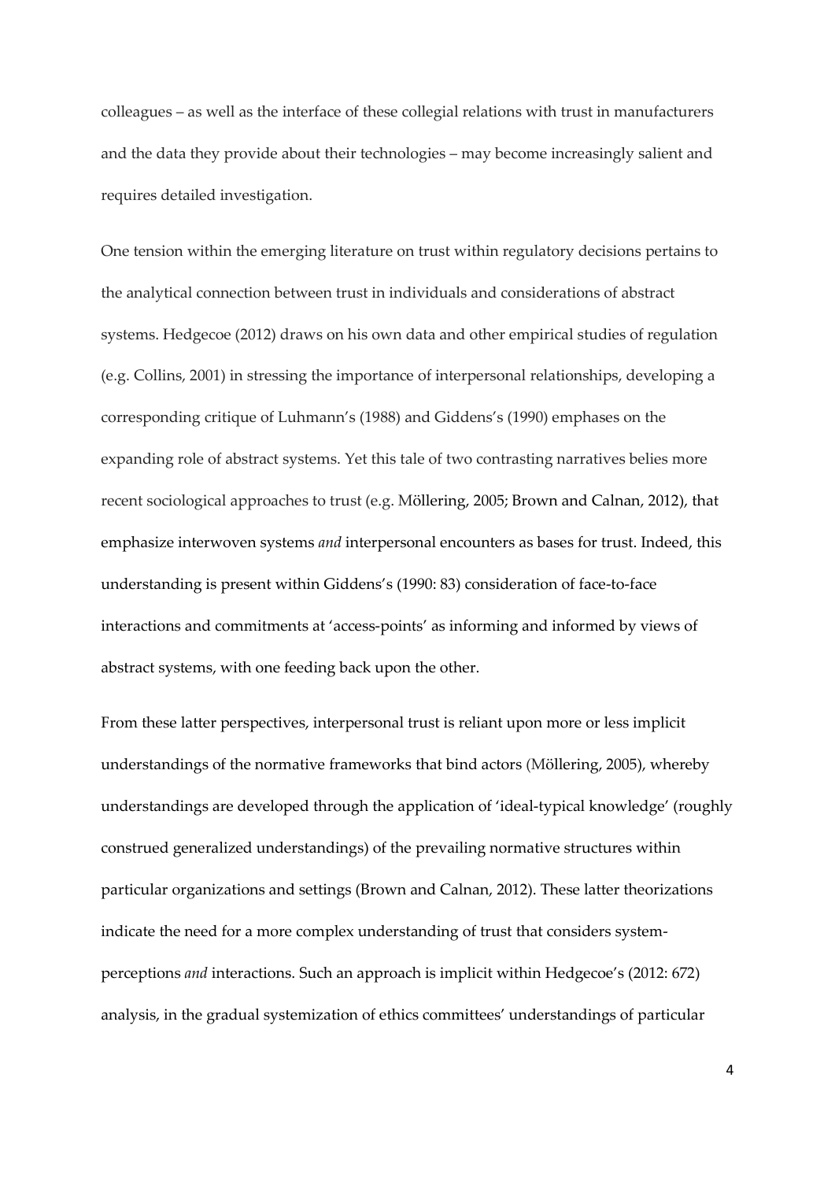colleagues – as well as the interface of these collegial relations with trust in manufacturers and the data they provide about their technologies – may become increasingly salient and requires detailed investigation.

One tension within the emerging literature on trust within regulatory decisions pertains to the analytical connection between trust in individuals and considerations of abstract systems. Hedgecoe (2012) draws on his own data and other empirical studies of regulation (e.g. Collins, 2001) in stressing the importance of interpersonal relationships, developing a corresponding critique of Luhmann's (1988) and Giddens's (1990) emphases on the expanding role of abstract systems. Yet this tale of two contrasting narratives belies more recent sociological approaches to trust (e.g. Möllering, 2005; Brown and Calnan, 2012), that emphasize interwoven systems *and* interpersonal encounters as bases for trust. Indeed, this understanding is present within Giddens's (1990: 83) consideration of face-to-face interactions and commitments at 'access-points' as informing and informed by views of abstract systems, with one feeding back upon the other.

From these latter perspectives, interpersonal trust is reliant upon more or less implicit understandings of the normative frameworks that bind actors (Möllering, 2005), whereby understandings are developed through the application of 'ideal-typical knowledge' (roughly construed generalized understandings) of the prevailing normative structures within particular organizations and settings (Brown and Calnan, 2012). These latter theorizations indicate the need for a more complex understanding of trust that considers system-perceptions *and* interactions. Such an approach is implicit within Hedgecoe's (2012: 672) analysis, in the gradual systemization of ethics committees' understandings of particular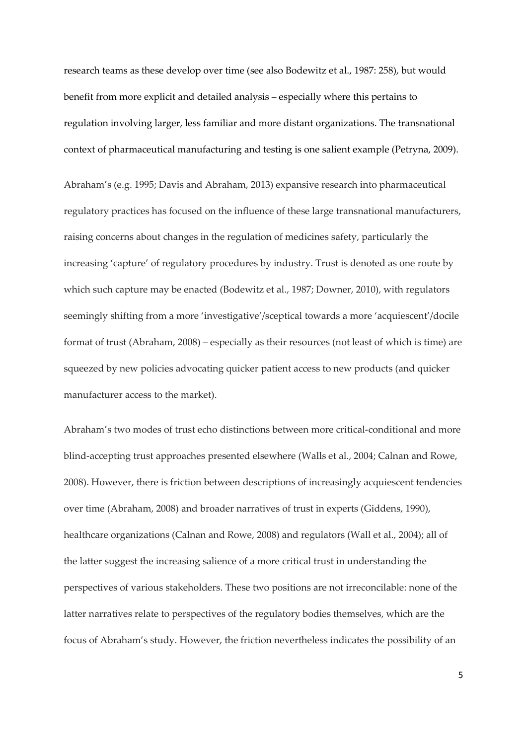research teams as these develop over time (see also Bodewitz et al., 1987: 258), but would benefit from more explicit and detailed analysis – especially where this pertains to regulation involving larger, less familiar and more distant organizations. The transnational context of pharmaceutical manufacturing and testing is one salient example (Petryna, 2009).

Abraham's (e.g. 1995; Davis and Abraham, 2013) expansive research into pharmaceutical regulatory practices has focused on the influence of these large transnational manufacturers, raising concerns about changes in the regulation of medicines safety, particularly the increasing 'capture' of regulatory procedures by industry. Trust is denoted as one route by which such capture may be enacted (Bodewitz et al., 1987; Downer, 2010), with regulators seemingly shifting from a more 'investigative'/sceptical towards a more 'acquiescent'/docile format of trust (Abraham, 2008) – especially as their resources (not least of which is time) are squeezed by new policies advocating quicker patient access to new products (and quicker manufacturer access to the market).

Abraham's two modes of trust echo distinctions between more critical-conditional and more blind-accepting trust approaches presented elsewhere (Walls et al., 2004; Calnan and Rowe, 2008). However, there is friction between descriptions of increasingly acquiescent tendencies over time (Abraham, 2008) and broader narratives of trust in experts (Giddens, 1990), healthcare organizations (Calnan and Rowe, 2008) and regulators (Wall et al., 2004); all of the latter suggest the increasing salience of a more critical trust in understanding the perspectives of various stakeholders. These two positions are not irreconcilable: none of the latter narratives relate to perspectives of the regulatory bodies themselves, which are the focus of Abraham's study. However, the friction nevertheless indicates the possibility of an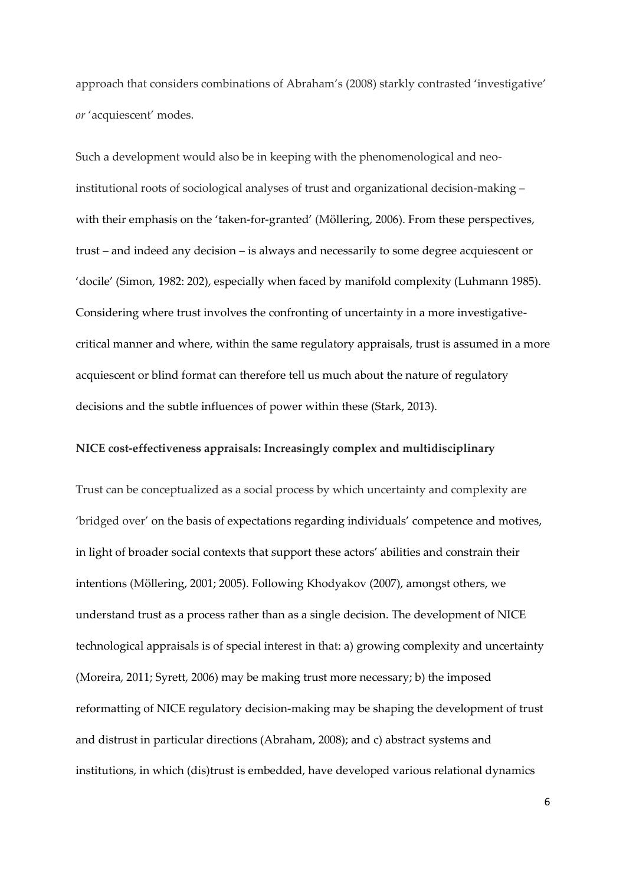approach that considers combinations of Abraham's (2008) starkly contrasted 'investigative' *or* 'acquiescent' modes.

Such a development would also be in keeping with the phenomenological and neo-institutional roots of sociological analyses of trust and organizational decision-making – with their emphasis on the 'taken-for-granted' (Möllering, 2006). From these perspectives, trust – and indeed any decision – is always and necessarily to some degree acquiescent or 'docile' (Simon, 1982: 202), especially when faced by manifold complexity (Luhmann 1985). Considering where trust involves the confronting of uncertainty in a more investigative-critical manner and where, within the same regulatory appraisals, trust is assumed in a more acquiescent or blind format can therefore tell us much about the nature of regulatory decisions and the subtle influences of power within these (Stark, 2013).

**NICE cost-effectiveness appraisals: Increasingly complex and multidisciplinary**

Trust can be conceptualized as a social process by which uncertainty and complexity are 'bridged over' on the basis of expectations regarding individuals' competence and motives, in light of broader social contexts that support these actors' abilities and constrain their intentions (Möllering, 2001; 2005). Following Khodyakov (2007), amongst others, we understand trust as a process rather than as a single decision. The development of NICE technological appraisals is of special interest in that: a) growing complexity and uncertainty (Moreira, 2011; Syrett, 2006) may be making trust more necessary; b) the imposed reformatting of NICE regulatory decision-making may be shaping the development of trust and distrust in particular directions (Abraham, 2008); and c) abstract systems and institutions, in which (dis)trust is embedded, have developed various relational dynamics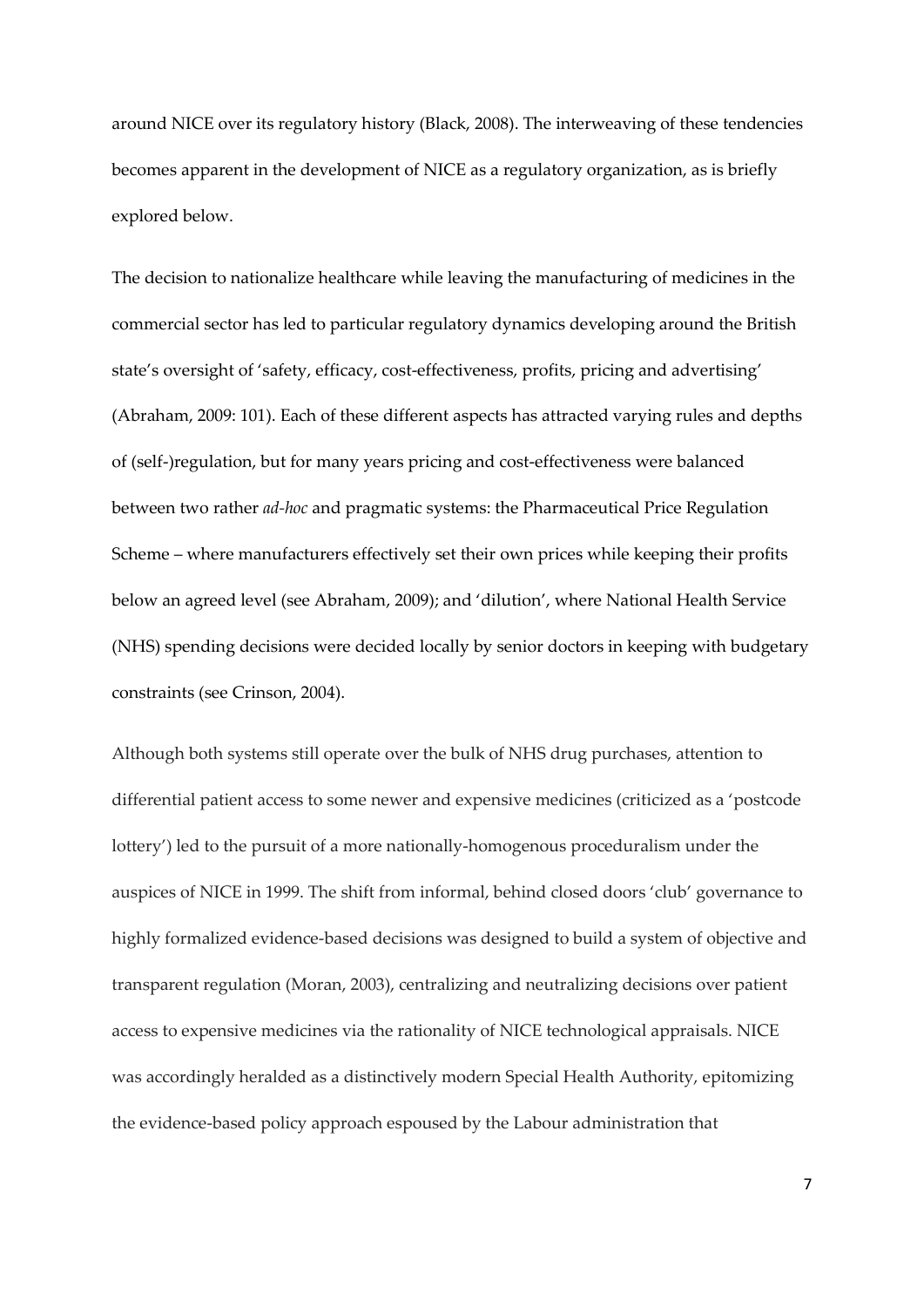around NICE over its regulatory history (Black, 2008). The interweaving of these tendencies becomes apparent in the development of NICE as a regulatory organization, as is briefly explored below.

The decision to nationalize healthcare while leaving the manufacturing of medicines in the commercial sector has led to particular regulatory dynamics developing around the British state's oversight of 'safety, efficacy, cost-effectiveness, profits, pricing and advertising' (Abraham, 2009: 101). Each of these different aspects has attracted varying rules and depths of (self-)regulation, but for many years pricing and cost-effectiveness were balanced between two rather *ad-hoc* and pragmatic systems: the Pharmaceutical Price Regulation Scheme – where manufacturers effectively set their own prices while keeping their profits below an agreed level (see Abraham, 2009); and 'dilution', where National Health Service (NHS) spending decisions were decided locally by senior doctors in keeping with budgetary constraints (see Crinson, 2004).

Although both systems still operate over the bulk of NHS drug purchases, attention to differential patient access to some newer and expensive medicines (criticized as a 'postcode lottery') led to the pursuit of a more nationally-homogenous proceduralism under the auspices of NICE in 1999. The shift from informal, behind closed doors 'club' governance to highly formalized evidence-based decisions was designed to build a system of objective and transparent regulation (Moran, 2003), centralizing and neutralizing decisions over patient access to expensive medicines via the rationality of NICE technological appraisals. NICE was accordingly heralded as a distinctively modern Special Health Authority, epitomizing the evidence-based policy approach espoused by the Labour administration that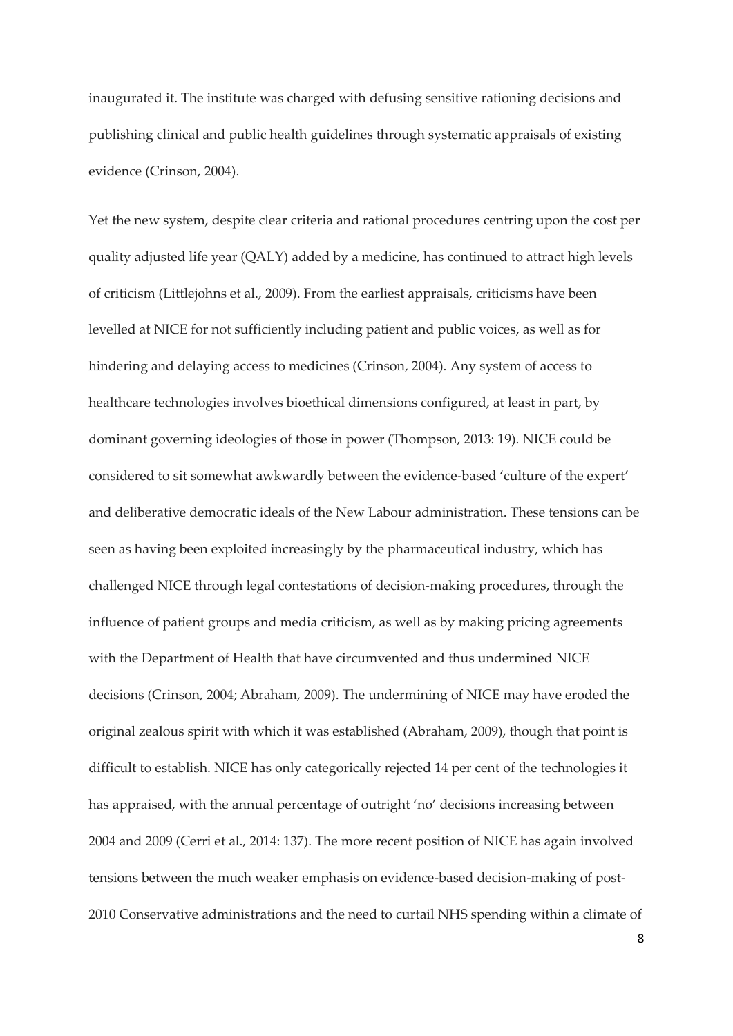inaugurated it. The institute was charged with defusing sensitive rationing decisions and publishing clinical and public health guidelines through systematic appraisals of existing evidence (Crinson, 2004).

Yet the new system, despite clear criteria and rational procedures centring upon the cost per quality adjusted life year (QALY) added by a medicine, has continued to attract high levels of criticism (Littlejohns et al., 2009). From the earliest appraisals, criticisms have been levelled at NICE for not sufficiently including patient and public voices, as well as for hindering and delaying access to medicines (Crinson, 2004). Any system of access to healthcare technologies involves bioethical dimensions configured, at least in part, by dominant governing ideologies of those in power (Thompson, 2013: 19). NICE could be considered to sit somewhat awkwardly between the evidence-based 'culture of the expert' and deliberative democratic ideals of the New Labour administration. These tensions can be seen as having been exploited increasingly by the pharmaceutical industry, which has challenged NICE through legal contestations of decision-making procedures, through the influence of patient groups and media criticism, as well as by making pricing agreements with the Department of Health that have circumvented and thus undermined NICE decisions (Crinson, 2004; Abraham, 2009). The undermining of NICE may have eroded the original zealous spirit with which it was established (Abraham, 2009), though that point is difficult to establish. NICE has only categorically rejected 14 per cent of the technologies it has appraised, with the annual percentage of outright 'no' decisions increasing between 2004 and 2009 (Cerri et al., 2014: 137). The more recent position of NICE has again involved tensions between the much weaker emphasis on evidence-based decision-making of post-2010 Conservative administrations and the need to curtail NHS spending within a climate of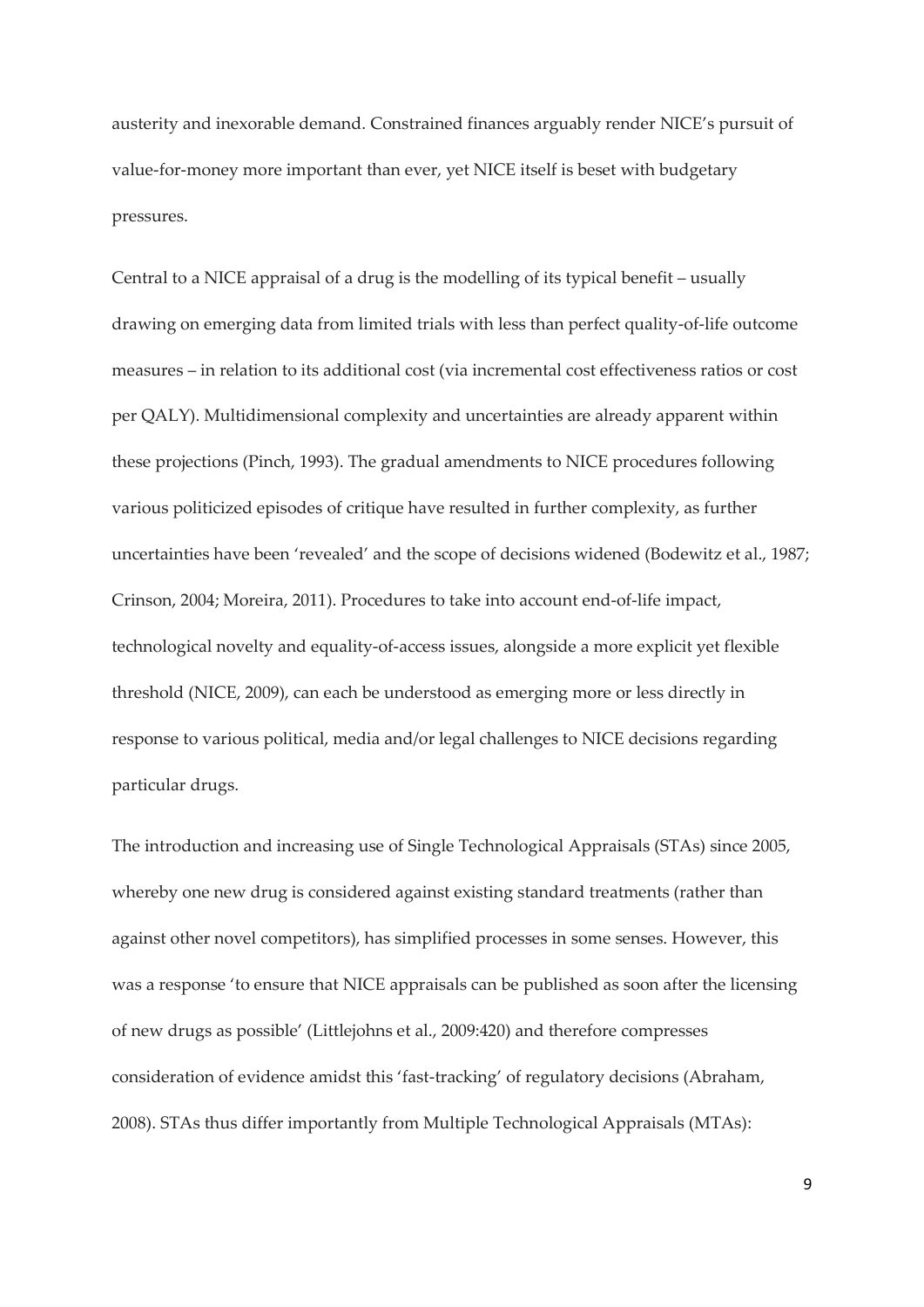austerity and inexorable demand. Constrained finances arguably render NICE's pursuit of value-for-money more important than ever, yet NICE itself is beset with budgetary pressures.

Central to a NICE appraisal of a drug is the modelling of its typical benefit – usually drawing on emerging data from limited trials with less than perfect quality-of-life outcome measures – in relation to its additional cost (via incremental cost effectiveness ratios or cost per QALY). Multidimensional complexity and uncertainties are already apparent within these projections (Pinch, 1993). The gradual amendments to NICE procedures following various politicized episodes of critique have resulted in further complexity, as further uncertainties have been 'revealed' and the scope of decisions widened (Bodewitz et al., 1987; Crinson, 2004; Moreira, 2011). Procedures to take into account end-of-life impact, technological novelty and equality-of-access issues, alongside a more explicit yet flexible threshold (NICE, 2009), can each be understood as emerging more or less directly in response to various political, media and/or legal challenges to NICE decisions regarding particular drugs.

The introduction and increasing use of Single Technological Appraisals (STAs) since 2005, whereby one new drug is considered against existing standard treatments (rather than against other novel competitors), has simplified processes in some senses. However, this was a response 'to ensure that NICE appraisals can be published as soon after the licensing of new drugs as possible' (Littlejohns et al., 2009:420) and therefore compresses consideration of evidence amidst this 'fast-tracking' of regulatory decisions (Abraham, 2008). STAs thus differ importantly from Multiple Technological Appraisals (MTAs):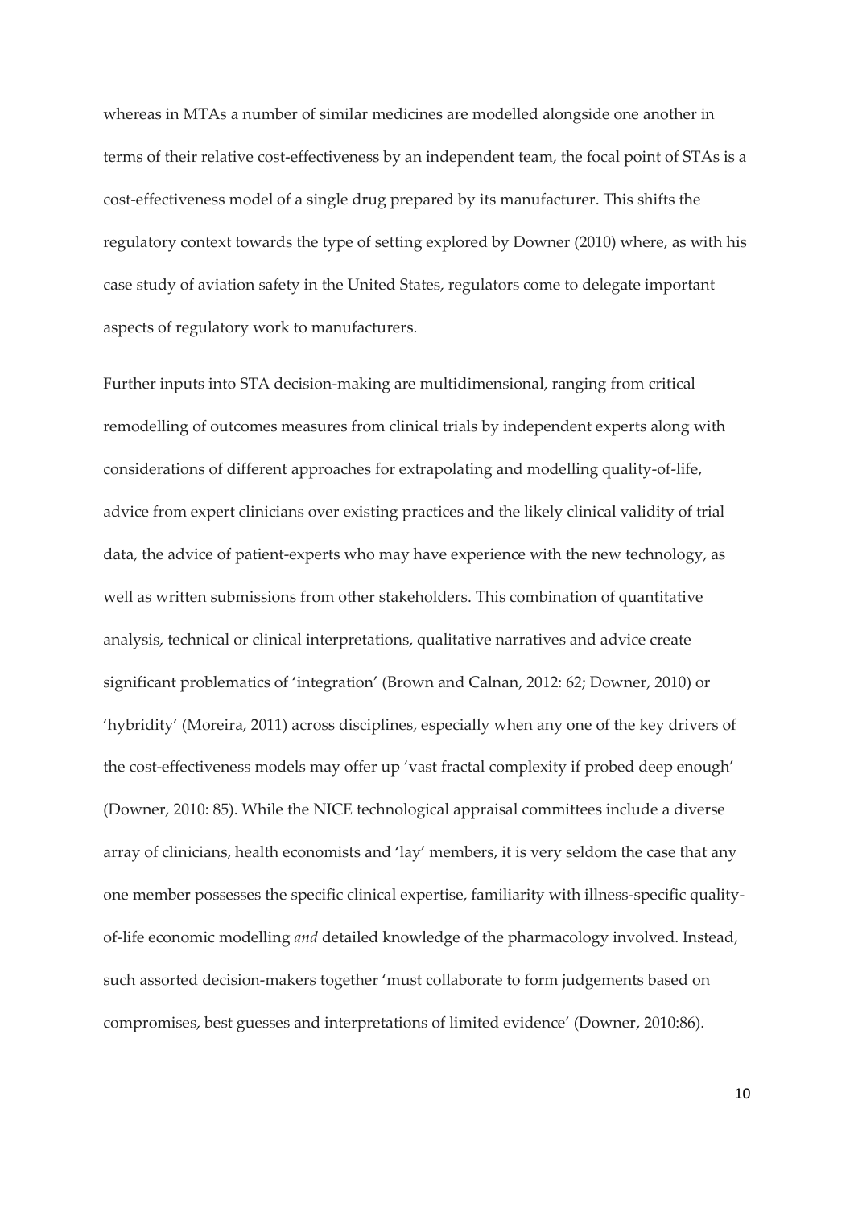whereas in MTAs a number of similar medicines are modelled alongside one another in terms of their relative cost-effectiveness by an independent team, the focal point of STAs is a cost-effectiveness model of a single drug prepared by its manufacturer. This shifts the regulatory context towards the type of setting explored by Downer (2010) where, as with his case study of aviation safety in the United States, regulators come to delegate important aspects of regulatory work to manufacturers.

Further inputs into STA decision-making are multidimensional, ranging from critical remodelling of outcomes measures from clinical trials by independent experts along with considerations of different approaches for extrapolating and modelling quality-of-life, advice from expert clinicians over existing practices and the likely clinical validity of trial data, the advice of patient-experts who may have experience with the new technology, as well as written submissions from other stakeholders. This combination of quantitative analysis, technical or clinical interpretations, qualitative narratives and advice create significant problematics of 'integration' (Brown and Calnan, 2012: 62; Downer, 2010) or 'hybridity' (Moreira, 2011) across disciplines, especially when any one of the key drivers of the cost-effectiveness models may offer up 'vast fractal complexity if probed deep enough' (Downer, 2010: 85). While the NICE technological appraisal committees include a diverse array of clinicians, health economists and 'lay' members, it is very seldom the case that any one member possesses the specific clinical expertise, familiarity with illness-specific quality-of-life economic modelling *and* detailed knowledge of the pharmacology involved. Instead, such assorted decision-makers together 'must collaborate to form judgements based on compromises, best guesses and interpretations of limited evidence' (Downer, 2010:86).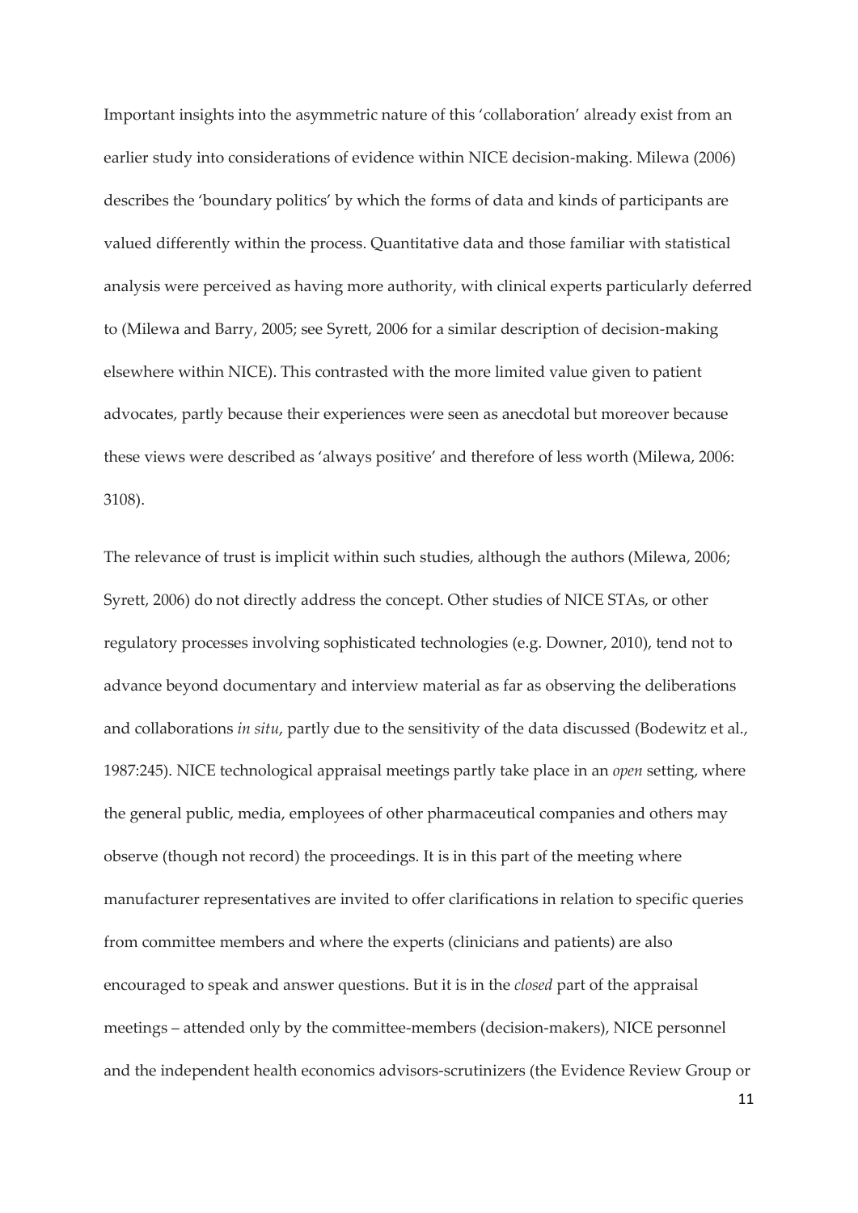Important insights into the asymmetric nature of this 'collaboration' already exist from an earlier study into considerations of evidence within NICE decision-making. Milewa (2006) describes the 'boundary politics' by which the forms of data and kinds of participants are valued differently within the process. Quantitative data and those familiar with statistical analysis were perceived as having more authority, with clinical experts particularly deferred to (Milewa and Barry, 2005; see Syrett, 2006 for a similar description of decision-making elsewhere within NICE). This contrasted with the more limited value given to patient advocates, partly because their experiences were seen as anecdotal but moreover because these views were described as 'always positive' and therefore of less worth (Milewa, 2006: 3108).

The relevance of trust is implicit within such studies, although the authors (Milewa, 2006; Syrett, 2006) do not directly address the concept. Other studies of NICE STAs, or other regulatory processes involving sophisticated technologies (e.g. Downer, 2010), tend not to advance beyond documentary and interview material as far as observing the deliberations and collaborations *in situ*, partly due to the sensitivity of the data discussed (Bodewitz et al., 1987:245). NICE technological appraisal meetings partly take place in an *open* setting, where the general public, media, employees of other pharmaceutical companies and others may observe (though not record) the proceedings. It is in this part of the meeting where manufacturer representatives are invited to offer clarifications in relation to specific queries from committee members and where the experts (clinicians and patients) are also encouraged to speak and answer questions. But it is in the *closed* part of the appraisal meetings – attended only by the committee-members (decision-makers), NICE personnel and the independent health economics advisors-scrutinizers (the Evidence Review Group or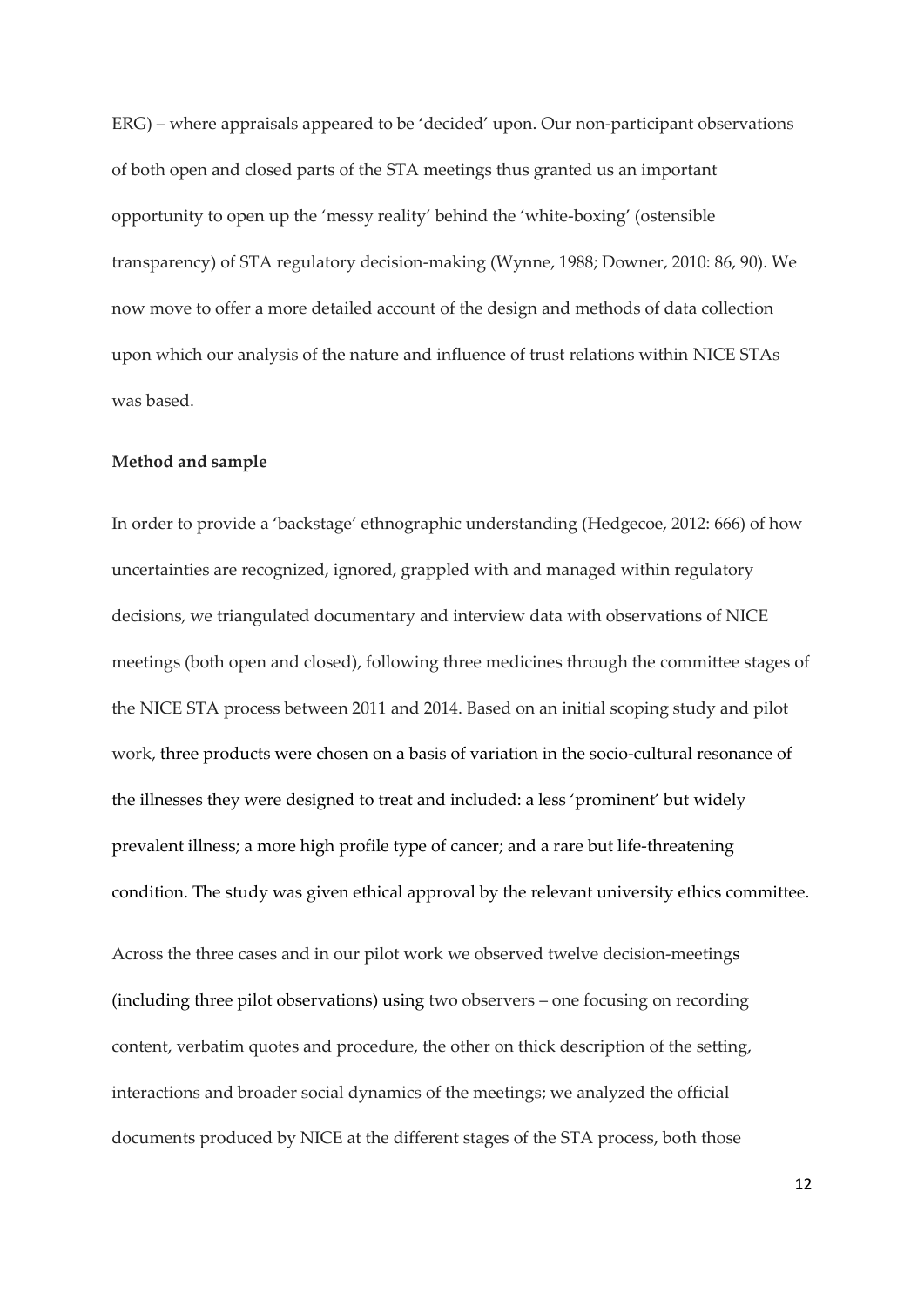ERG) – where appraisals appeared to be 'decided' upon. Our non-participant observations of both open and closed parts of the STA meetings thus granted us an important opportunity to open up the 'messy reality' behind the 'white-boxing' (ostensible transparency) of STA regulatory decision-making (Wynne, 1988; Downer, 2010: 86, 90). We now move to offer a more detailed account of the design and methods of data collection upon which our analysis of the nature and influence of trust relations within NICE STAs was based.

**Method and sample**

In order to provide a 'backstage' ethnographic understanding (Hedgecoe, 2012: 666) of how uncertainties are recognized, ignored, grappled with and managed within regulatory decisions, we triangulated documentary and interview data with observations of NICE meetings (both open and closed), following three medicines through the committee stages of the NICE STA process between 2011 and 2014. Based on an initial scoping study and pilot work, three products were chosen on a basis of variation in the socio-cultural resonance of the illnesses they were designed to treat and included: a less 'prominent' but widely prevalent illness; a more high profile type of cancer; and a rare but life-threatening condition. The study was given ethical approval by the relevant university ethics committee.

Across the three cases and in our pilot work we observed twelve decision-meetings (including three pilot observations) using two observers – one focusing on recording content, verbatim quotes and procedure, the other on thick description of the setting, interactions and broader social dynamics of the meetings; we analyzed the official documents produced by NICE at the different stages of the STA process, both those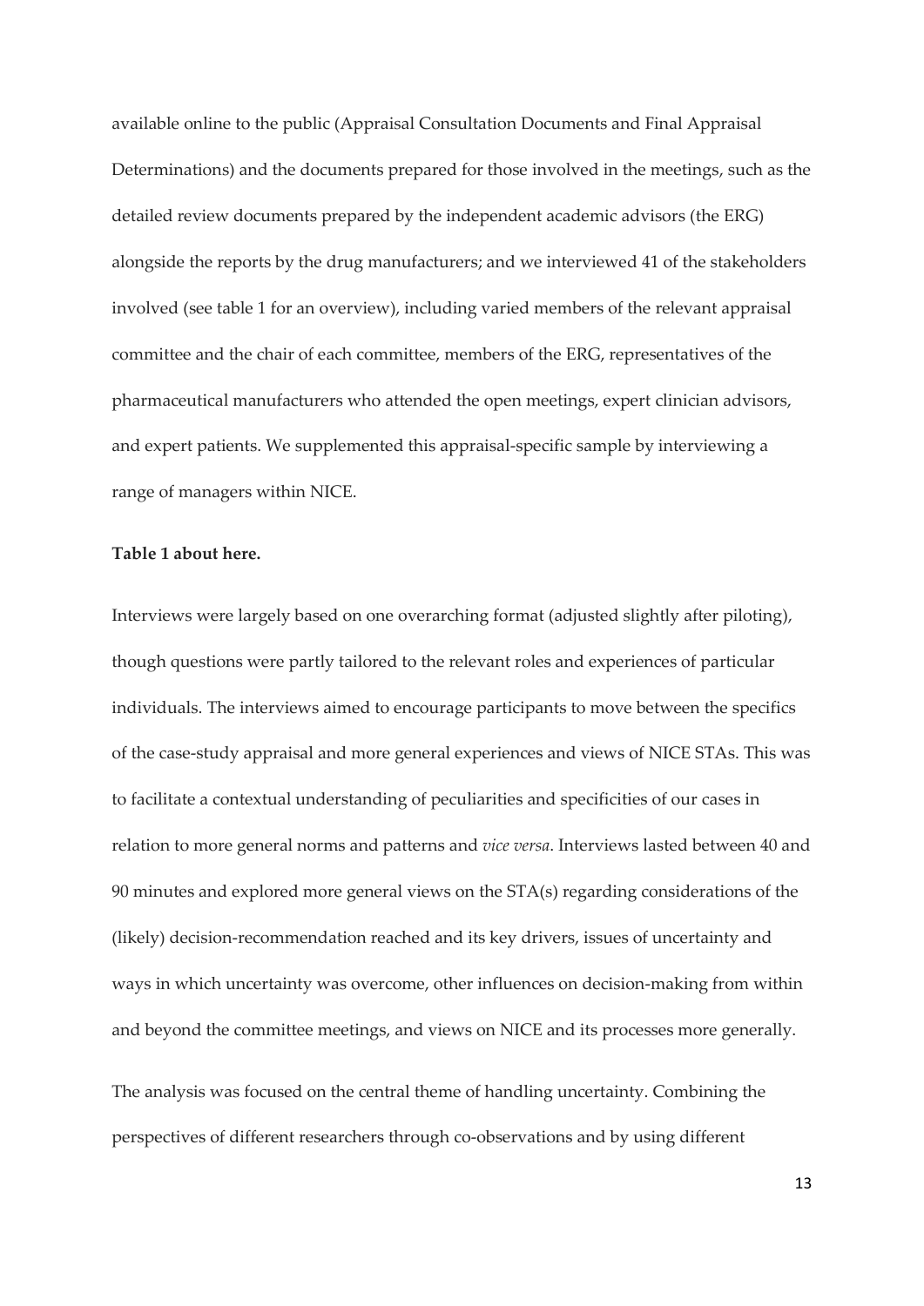available online to the public (Appraisal Consultation Documents and Final Appraisal Determinations) and the documents prepared for those involved in the meetings, such as the detailed review documents prepared by the independent academic advisors (the ERG) alongside the reports by the drug manufacturers; and we interviewed 41 of the stakeholders involved (see table 1 for an overview), including varied members of the relevant appraisal committee and the chair of each committee, members of the ERG, representatives of the pharmaceutical manufacturers who attended the open meetings, expert clinician advisors, and expert patients. We supplemented this appraisal-specific sample by interviewing a range of managers within NICE.

**Table 1 about here.**

Interviews were largely based on one overarching format (adjusted slightly after piloting), though questions were partly tailored to the relevant roles and experiences of particular individuals. The interviews aimed to encourage participants to move between the specifics of the case-study appraisal and more general experiences and views of NICE STAs. This was to facilitate a contextual understanding of peculiarities and specificities of our cases in relation to more general norms and patterns and *vice versa*. Interviews lasted between 40 and 90 minutes and explored more general views on the STA(s) regarding considerations of the (likely) decision-recommendation reached and its key drivers, issues of uncertainty and ways in which uncertainty was overcome, other influences on decision-making from within and beyond the committee meetings, and views on NICE and its processes more generally.

The analysis was focused on the central theme of handling uncertainty. Combining the perspectives of different researchers through co-observations and by using different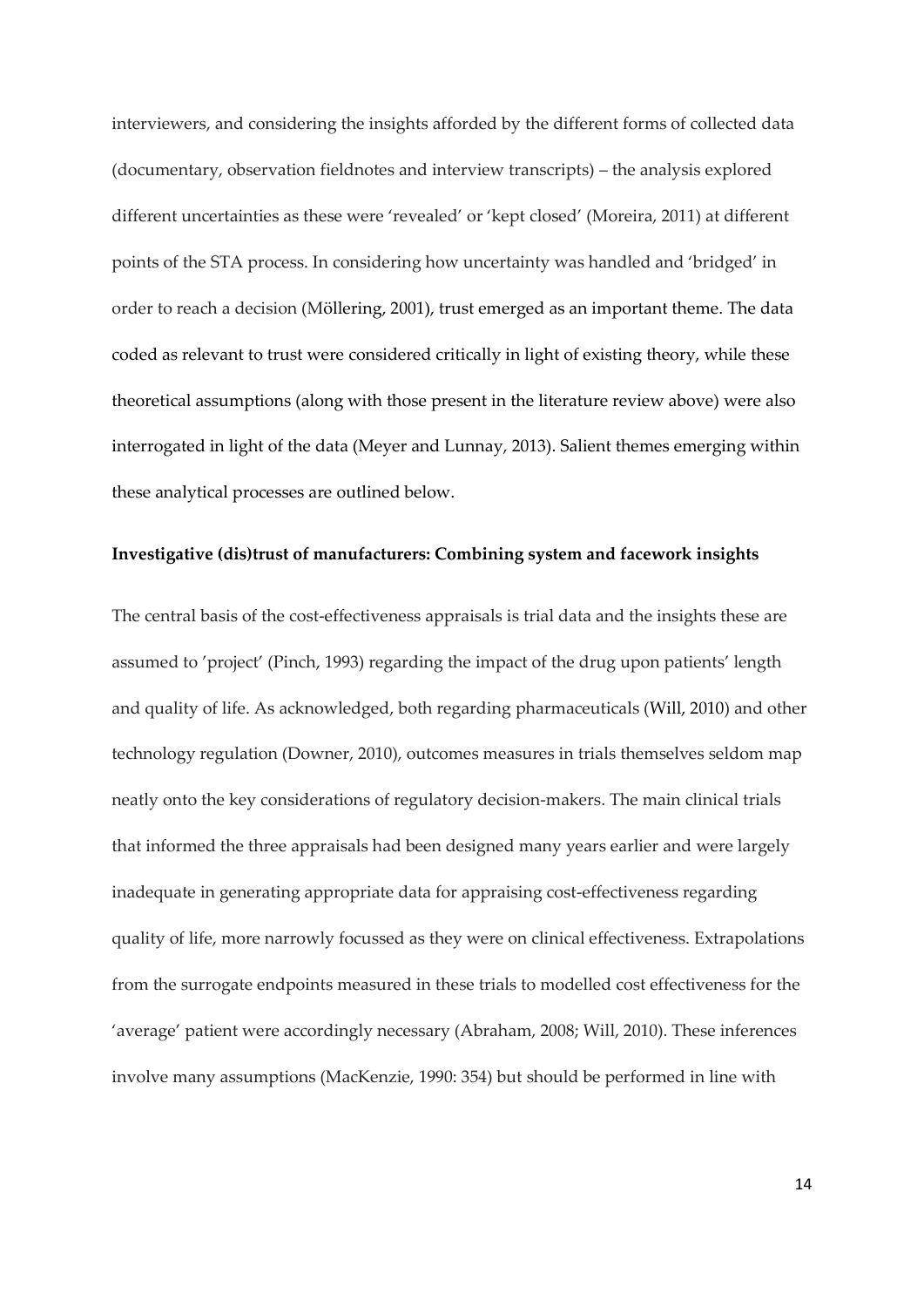interviewers, and considering the insights afforded by the different forms of collected data (documentary, observation fieldnotes and interview transcripts) – the analysis explored different uncertainties as these were 'revealed' or 'kept closed' (Moreira, 2011) at different points of the STA process. In considering how uncertainty was handled and 'bridged' in order to reach a decision (Möllering, 2001), trust emerged as an important theme. The data coded as relevant to trust were considered critically in light of existing theory, while these theoretical assumptions (along with those present in the literature review above) were also interrogated in light of the data (Meyer and Lunnay, 2013). Salient themes emerging within these analytical processes are outlined below.

**Investigative (dis)trust of manufacturers: Combining system and facework insights**

The central basis of the cost-effectiveness appraisals is trial data and the insights these are assumed to 'project' (Pinch, 1993) regarding the impact of the drug upon patients' length and quality of life. As acknowledged, both regarding pharmaceuticals (Will, 2010) and other technology regulation (Downer, 2010), outcomes measures in trials themselves seldom map neatly onto the key considerations of regulatory decision-makers. The main clinical trials that informed the three appraisals had been designed many years earlier and were largely inadequate in generating appropriate data for appraising cost-effectiveness regarding quality of life, more narrowly focussed as they were on clinical effectiveness. Extrapolations from the surrogate endpoints measured in these trials to modelled cost effectiveness for the 'average' patient were accordingly necessary (Abraham, 2008; Will, 2010). These inferences involve many assumptions (MacKenzie, 1990: 354) but should be performed in line with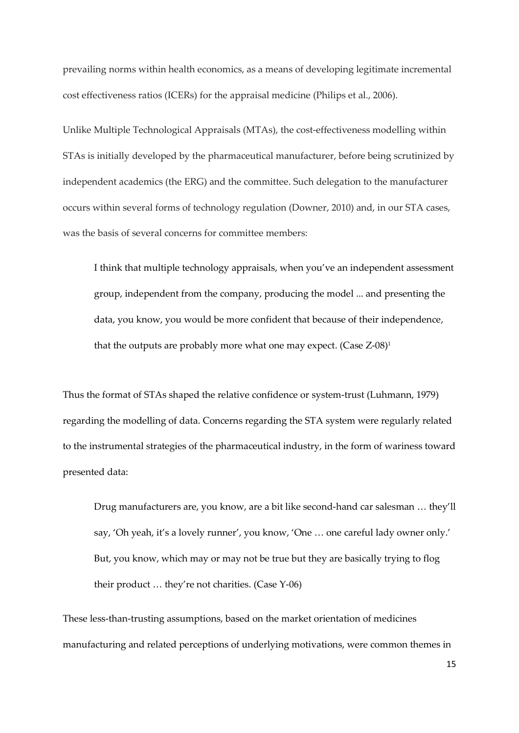prevailing norms within health economics, as a means of developing legitimate incremental cost effectiveness ratios (ICERs) for the appraisal medicine (Philips et al., 2006).

Unlike Multiple Technological Appraisals (MTAs), the cost-effectiveness modelling within STAs is initially developed by the pharmaceutical manufacturer, before being scrutinized by independent academics (the ERG) and the committee. Such delegation to the manufacturer occurs within several forms of technology regulation (Downer, 2010) and, in our STA cases, was the basis of several concerns for committee members:

> I think that multiple technology appraisals, when you've an independent assessment group, independent from the company, producing the model ... and presenting the data, you know, you would be more confident that because of their independence, that the outputs are probably more what one may expect. (Case Z-08)[1]

Thus the format of STAs shaped the relative confidence or system-trust (Luhmann, 1979) regarding the modelling of data. Concerns regarding the STA system were regularly related to the instrumental strategies of the pharmaceutical industry, in the form of wariness toward presented data:

> Drug manufacturers are, you know, are a bit like second-hand car salesman … they'll say, 'Oh yeah, it's a lovely runner', you know, 'One … one careful lady owner only.' But, you know, which may or may not be true but they are basically trying to flog their product … they're not charities. (Case Y-06)

These less-than-trusting assumptions, based on the market orientation of medicines manufacturing and related perceptions of underlying motivations, were common themes in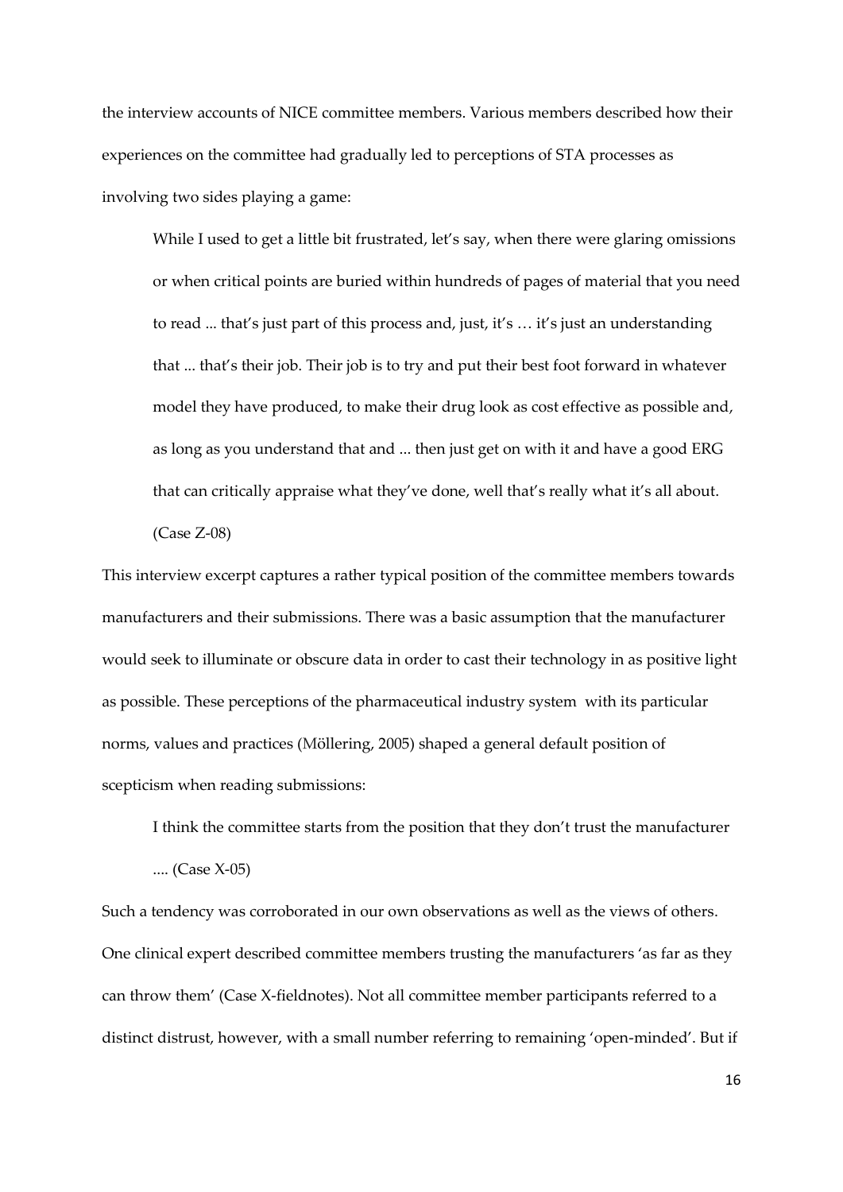the interview accounts of NICE committee members. Various members described how their experiences on the committee had gradually led to perceptions of STA processes as involving two sides playing a game:

> While I used to get a little bit frustrated, let's say, when there were glaring omissions or when critical points are buried within hundreds of pages of material that you need to read ... that's just part of this process and, just, it's … it's just an understanding that ... that's their job. Their job is to try and put their best foot forward in whatever model they have produced, to make their drug look as cost effective as possible and, as long as you understand that and ... then just get on with it and have a good ERG that can critically appraise what they've done, well that's really what it's all about. (Case Z-08)

This interview excerpt captures a rather typical position of the committee members towards manufacturers and their submissions. There was a basic assumption that the manufacturer would seek to illuminate or obscure data in order to cast their technology in as positive light as possible. These perceptions of the pharmaceutical industry system with its particular norms, values and practices (Möllering, 2005) shaped a general default position of scepticism when reading submissions:

> I think the committee starts from the position that they don't trust the manufacturer .... (Case X-05)

Such a tendency was corroborated in our own observations as well as the views of others. One clinical expert described committee members trusting the manufacturers 'as far as they can throw them' (Case X-fieldnotes). Not all committee member participants referred to a distinct distrust, however, with a small number referring to remaining 'open-minded'. But if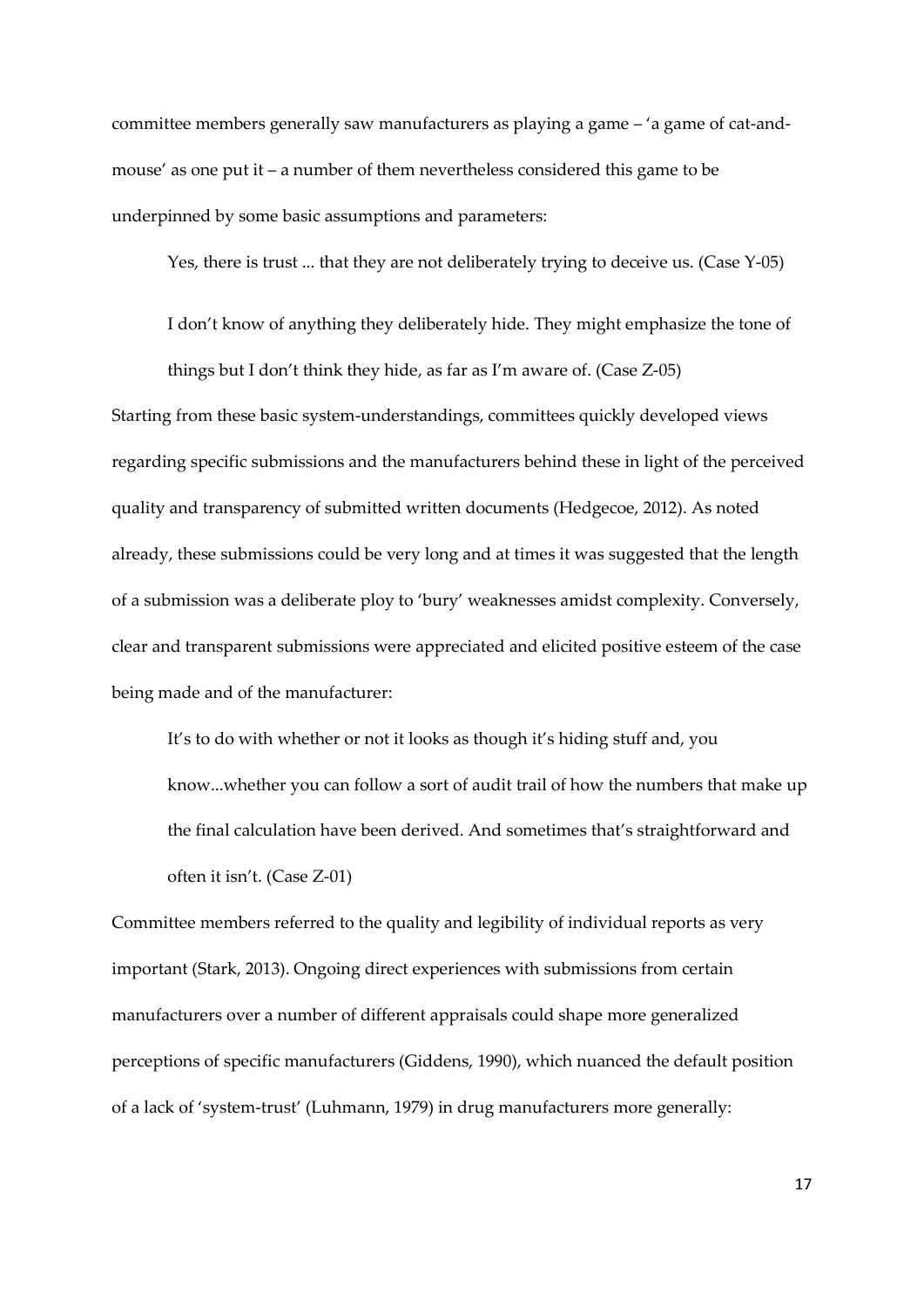committee members generally saw manufacturers as playing a game – 'a game of cat-and-mouse' as one put it – a number of them nevertheless considered this game to be underpinned by some basic assumptions and parameters:

> Yes, there is trust ... that they are not deliberately trying to deceive us. (Case Y-05)

> I don't know of anything they deliberately hide. They might emphasize the tone of things but I don't think they hide, as far as I'm aware of. (Case Z-05)

Starting from these basic system-understandings, committees quickly developed views regarding specific submissions and the manufacturers behind these in light of the perceived quality and transparency of submitted written documents (Hedgecoe, 2012). As noted already, these submissions could be very long and at times it was suggested that the length of a submission was a deliberate ploy to 'bury' weaknesses amidst complexity. Conversely, clear and transparent submissions were appreciated and elicited positive esteem of the case being made and of the manufacturer:

> It's to do with whether or not it looks as though it's hiding stuff and, you know...whether you can follow a sort of audit trail of how the numbers that make up the final calculation have been derived. And sometimes that's straightforward and often it isn't. (Case Z-01)

Committee members referred to the quality and legibility of individual reports as very important (Stark, 2013). Ongoing direct experiences with submissions from certain manufacturers over a number of different appraisals could shape more generalized perceptions of specific manufacturers (Giddens, 1990), which nuanced the default position of a lack of 'system-trust' (Luhmann, 1979) in drug manufacturers more generally: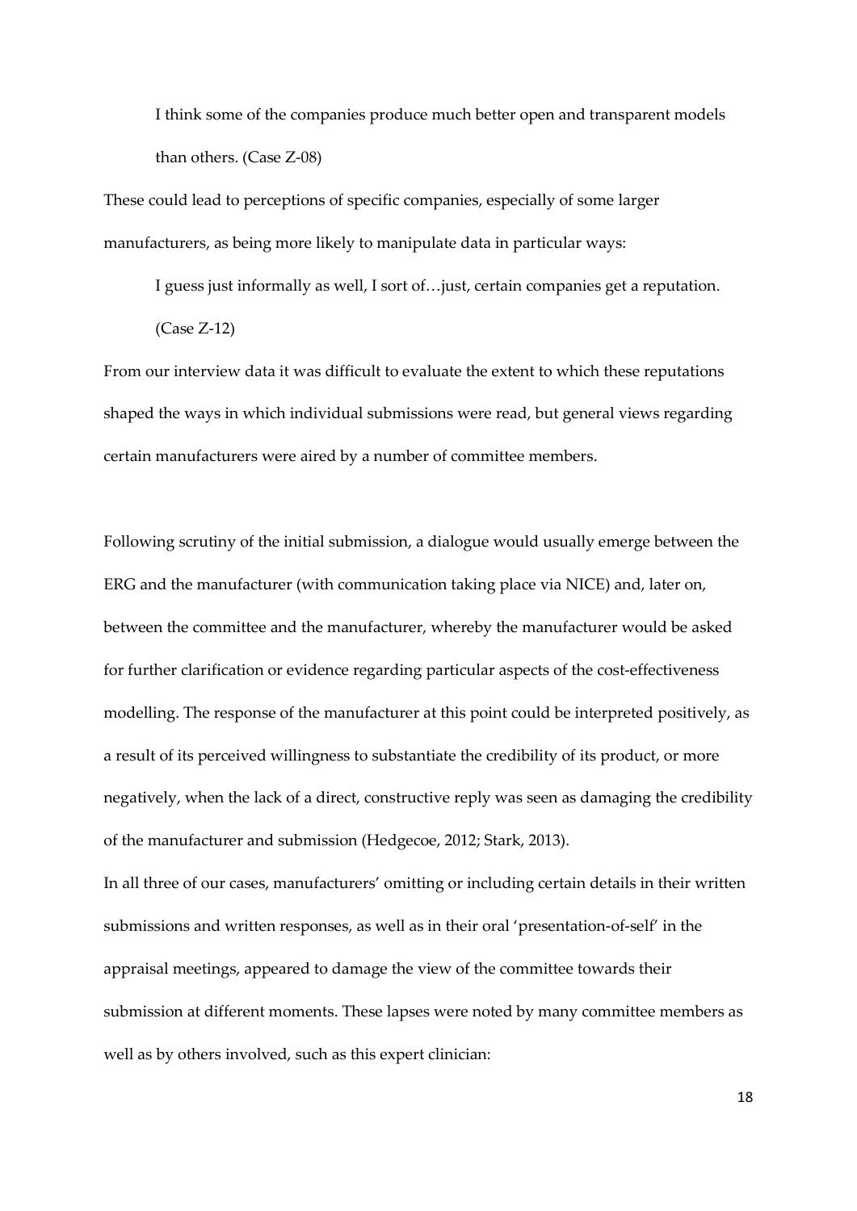> I think some of the companies produce much better open and transparent models than others. (Case Z-08)

These could lead to perceptions of specific companies, especially of some larger manufacturers, as being more likely to manipulate data in particular ways:

> I guess just informally as well, I sort of…just, certain companies get a reputation. (Case Z-12)

From our interview data it was difficult to evaluate the extent to which these reputations shaped the ways in which individual submissions were read, but general views regarding certain manufacturers were aired by a number of committee members.

Following scrutiny of the initial submission, a dialogue would usually emerge between the ERG and the manufacturer (with communication taking place via NICE) and, later on, between the committee and the manufacturer, whereby the manufacturer would be asked for further clarification or evidence regarding particular aspects of the cost-effectiveness modelling. The response of the manufacturer at this point could be interpreted positively, as a result of its perceived willingness to substantiate the credibility of its product, or more negatively, when the lack of a direct, constructive reply was seen as damaging the credibility of the manufacturer and submission (Hedgecoe, 2012; Stark, 2013).

In all three of our cases, manufacturers' omitting or including certain details in their written submissions and written responses, as well as in their oral 'presentation-of-self' in the appraisal meetings, appeared to damage the view of the committee towards their submission at different moments. These lapses were noted by many committee members as well as by others involved, such as this expert clinician: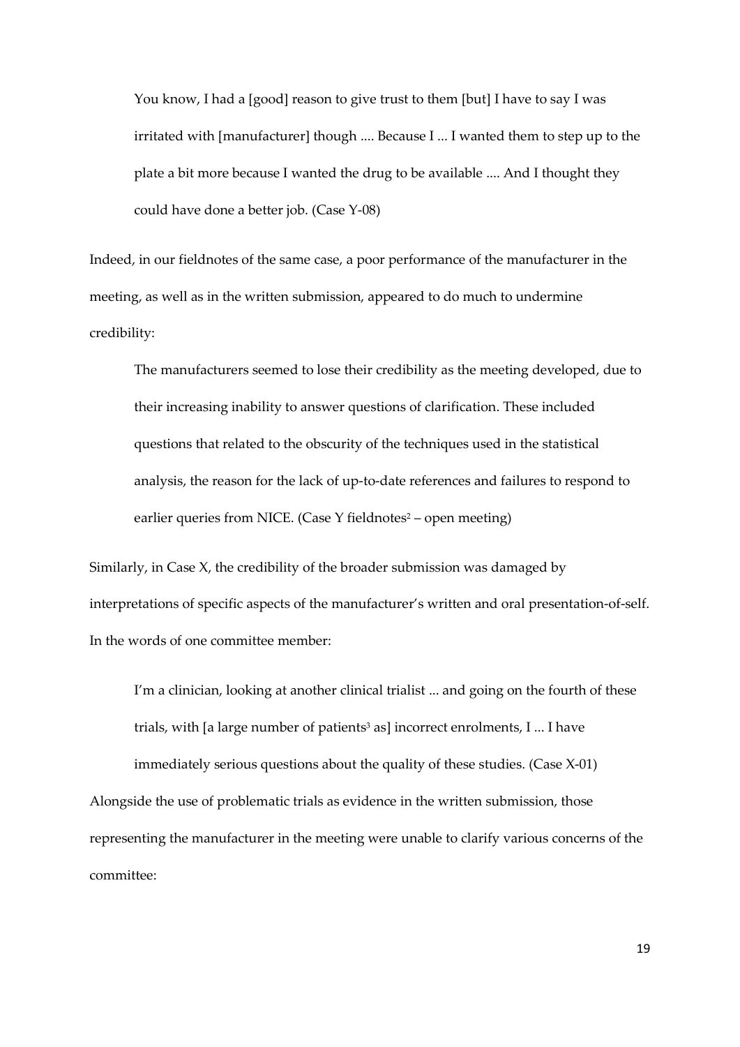> You know, I had a [good] reason to give trust to them [but] I have to say I was irritated with [manufacturer] though .... Because I ... I wanted them to step up to the plate a bit more because I wanted the drug to be available .... And I thought they could have done a better job. (Case Y-08)

Indeed, in our fieldnotes of the same case, a poor performance of the manufacturer in the meeting, as well as in the written submission, appeared to do much to undermine credibility:

> The manufacturers seemed to lose their credibility as the meeting developed, due to their increasing inability to answer questions of clarification. These included questions that related to the obscurity of the techniques used in the statistical analysis, the reason for the lack of up-to-date references and failures to respond to earlier queries from NICE. (Case Y fieldnotes[2] – open meeting)

Similarly, in Case X, the credibility of the broader submission was damaged by interpretations of specific aspects of the manufacturer's written and oral presentation-of-self. In the words of one committee member:

> I'm a clinician, looking at another clinical trialist ... and going on the fourth of these trials, with [a large number of patients[3] as] incorrect enrolments, I ... I have immediately serious questions about the quality of these studies. (Case X-01)

Alongside the use of problematic trials as evidence in the written submission, those representing the manufacturer in the meeting were unable to clarify various concerns of the committee: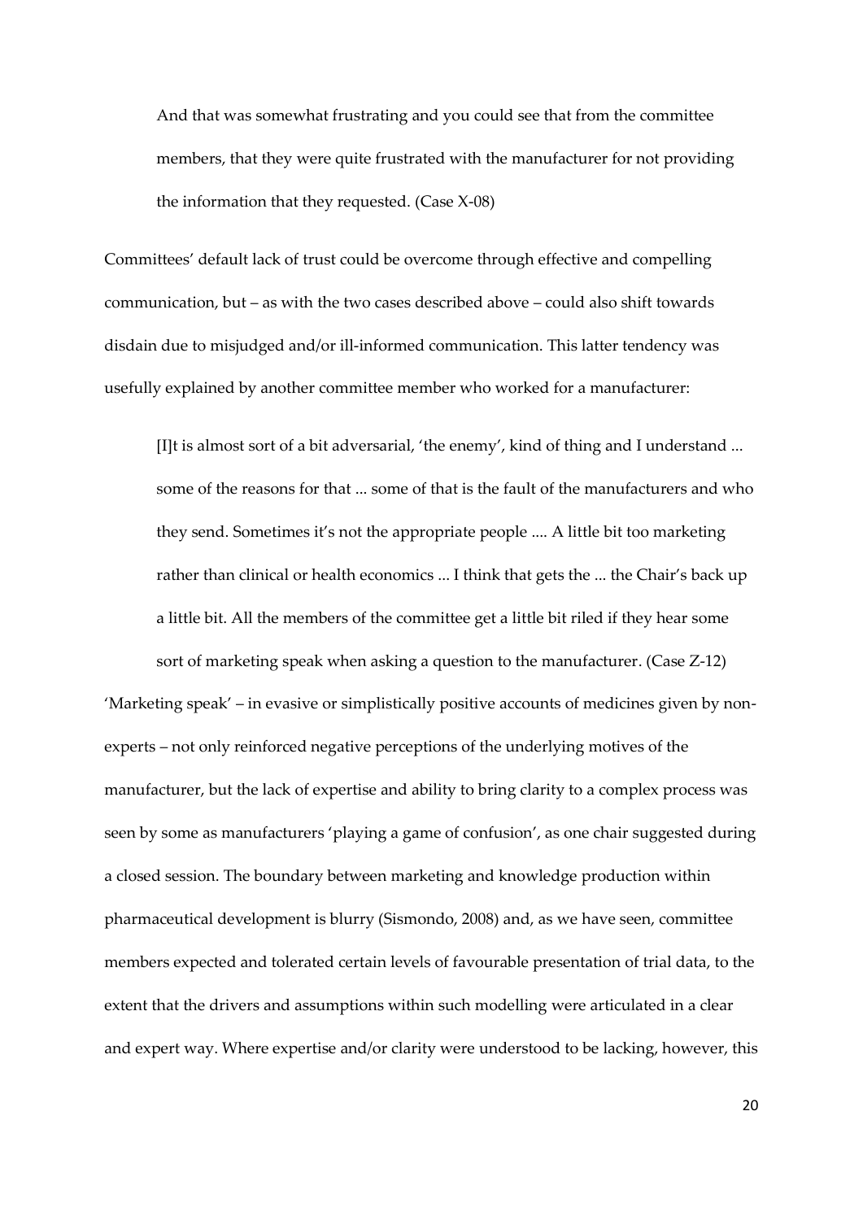> And that was somewhat frustrating and you could see that from the committee members, that they were quite frustrated with the manufacturer for not providing the information that they requested. (Case X-08)

Committees' default lack of trust could be overcome through effective and compelling communication, but – as with the two cases described above – could also shift towards disdain due to misjudged and/or ill-informed communication. This latter tendency was usefully explained by another committee member who worked for a manufacturer:

> [I]t is almost sort of a bit adversarial, 'the enemy', kind of thing and I understand ... some of the reasons for that ... some of that is the fault of the manufacturers and who they send. Sometimes it's not the appropriate people .... A little bit too marketing rather than clinical or health economics ... I think that gets the ... the Chair's back up a little bit. All the members of the committee get a little bit riled if they hear some sort of marketing speak when asking a question to the manufacturer. (Case Z-12)

'Marketing speak' – in evasive or simplistically positive accounts of medicines given by non-experts – not only reinforced negative perceptions of the underlying motives of the manufacturer, but the lack of expertise and ability to bring clarity to a complex process was seen by some as manufacturers 'playing a game of confusion', as one chair suggested during a closed session. The boundary between marketing and knowledge production within pharmaceutical development is blurry (Sismondo, 2008) and, as we have seen, committee members expected and tolerated certain levels of favourable presentation of trial data, to the extent that the drivers and assumptions within such modelling were articulated in a clear and expert way. Where expertise and/or clarity were understood to be lacking, however, this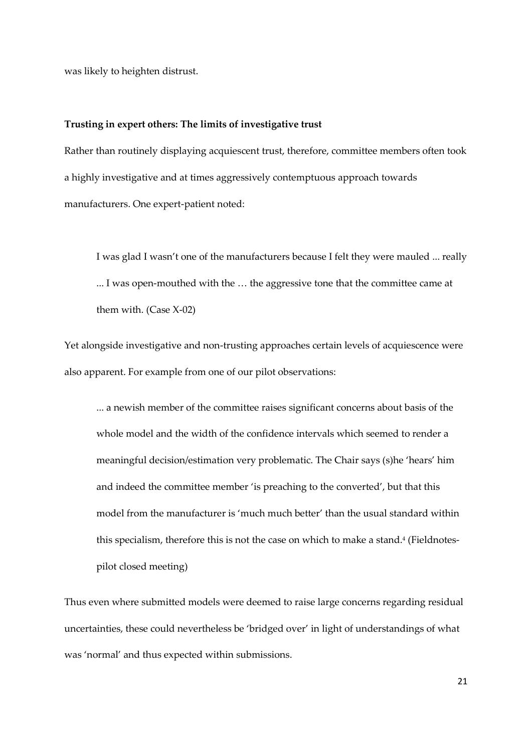was likely to heighten distrust.

**Trusting in expert others: The limits of investigative trust**

Rather than routinely displaying acquiescent trust, therefore, committee members often took a highly investigative and at times aggressively contemptuous approach towards manufacturers. One expert-patient noted:

> I was glad I wasn't one of the manufacturers because I felt they were mauled ... really ... I was open-mouthed with the … the aggressive tone that the committee came at them with. (Case X-02)

Yet alongside investigative and non-trusting approaches certain levels of acquiescence were also apparent. For example from one of our pilot observations:

> ... a newish member of the committee raises significant concerns about basis of the whole model and the width of the confidence intervals which seemed to render a meaningful decision/estimation very problematic. The Chair says (s)he 'hears' him and indeed the committee member 'is preaching to the converted', but that this model from the manufacturer is 'much much better' than the usual standard within this specialism, therefore this is not the case on which to make a stand.[4] (Fieldnotes-pilot closed meeting)

Thus even where submitted models were deemed to raise large concerns regarding residual uncertainties, these could nevertheless be 'bridged over' in light of understandings of what was 'normal' and thus expected within submissions.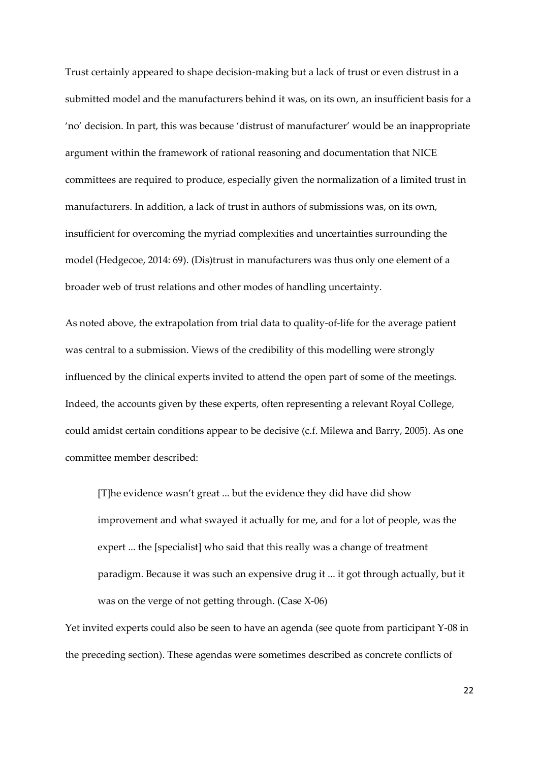Trust certainly appeared to shape decision-making but a lack of trust or even distrust in a submitted model and the manufacturers behind it was, on its own, an insufficient basis for a 'no' decision. In part, this was because 'distrust of manufacturer' would be an inappropriate argument within the framework of rational reasoning and documentation that NICE committees are required to produce, especially given the normalization of a limited trust in manufacturers. In addition, a lack of trust in authors of submissions was, on its own, insufficient for overcoming the myriad complexities and uncertainties surrounding the model (Hedgecoe, 2014: 69). (Dis)trust in manufacturers was thus only one element of a broader web of trust relations and other modes of handling uncertainty.

As noted above, the extrapolation from trial data to quality-of-life for the average patient was central to a submission. Views of the credibility of this modelling were strongly influenced by the clinical experts invited to attend the open part of some of the meetings. Indeed, the accounts given by these experts, often representing a relevant Royal College, could amidst certain conditions appear to be decisive (c.f. Milewa and Barry, 2005). As one committee member described:

> [T]he evidence wasn't great ... but the evidence they did have did show improvement and what swayed it actually for me, and for a lot of people, was the expert ... the [specialist] who said that this really was a change of treatment paradigm. Because it was such an expensive drug it ... it got through actually, but it was on the verge of not getting through. (Case X-06)

Yet invited experts could also be seen to have an agenda (see quote from participant Y-08 in the preceding section). These agendas were sometimes described as concrete conflicts of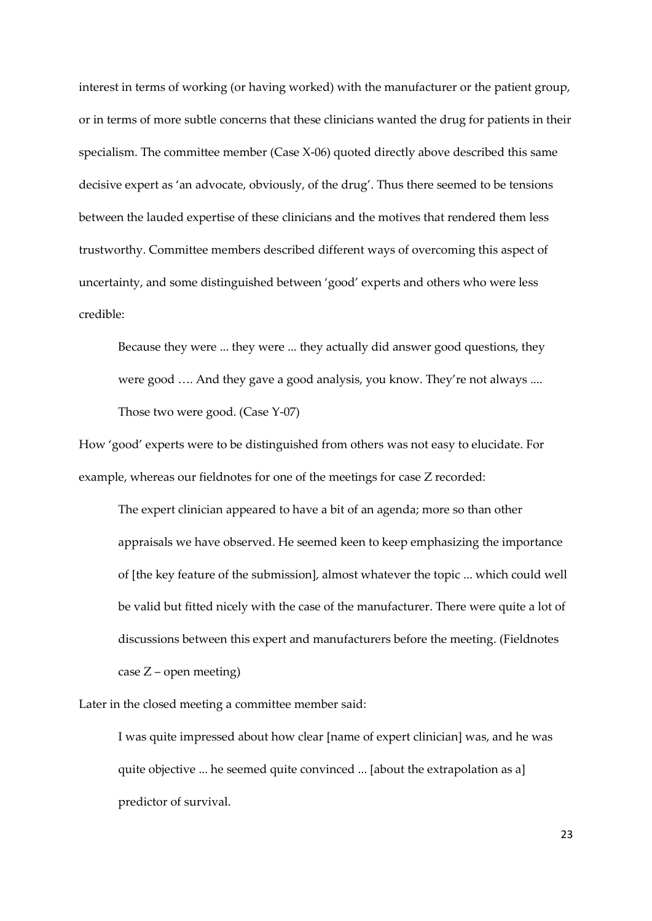interest in terms of working (or having worked) with the manufacturer or the patient group, or in terms of more subtle concerns that these clinicians wanted the drug for patients in their specialism. The committee member (Case X-06) quoted directly above described this same decisive expert as 'an advocate, obviously, of the drug'. Thus there seemed to be tensions between the lauded expertise of these clinicians and the motives that rendered them less trustworthy. Committee members described different ways of overcoming this aspect of uncertainty, and some distinguished between 'good' experts and others who were less credible:

> Because they were ... they were ... they actually did answer good questions, they were good …. And they gave a good analysis, you know. They're not always .... Those two were good. (Case Y-07)

How 'good' experts were to be distinguished from others was not easy to elucidate. For example, whereas our fieldnotes for one of the meetings for case Z recorded:

> The expert clinician appeared to have a bit of an agenda; more so than other appraisals we have observed. He seemed keen to keep emphasizing the importance of [the key feature of the submission], almost whatever the topic ... which could well be valid but fitted nicely with the case of the manufacturer. There were quite a lot of discussions between this expert and manufacturers before the meeting. (Fieldnotes case Z – open meeting)

Later in the closed meeting a committee member said:

> I was quite impressed about how clear [name of expert clinician] was, and he was quite objective ... he seemed quite convinced ... [about the extrapolation as a] predictor of survival.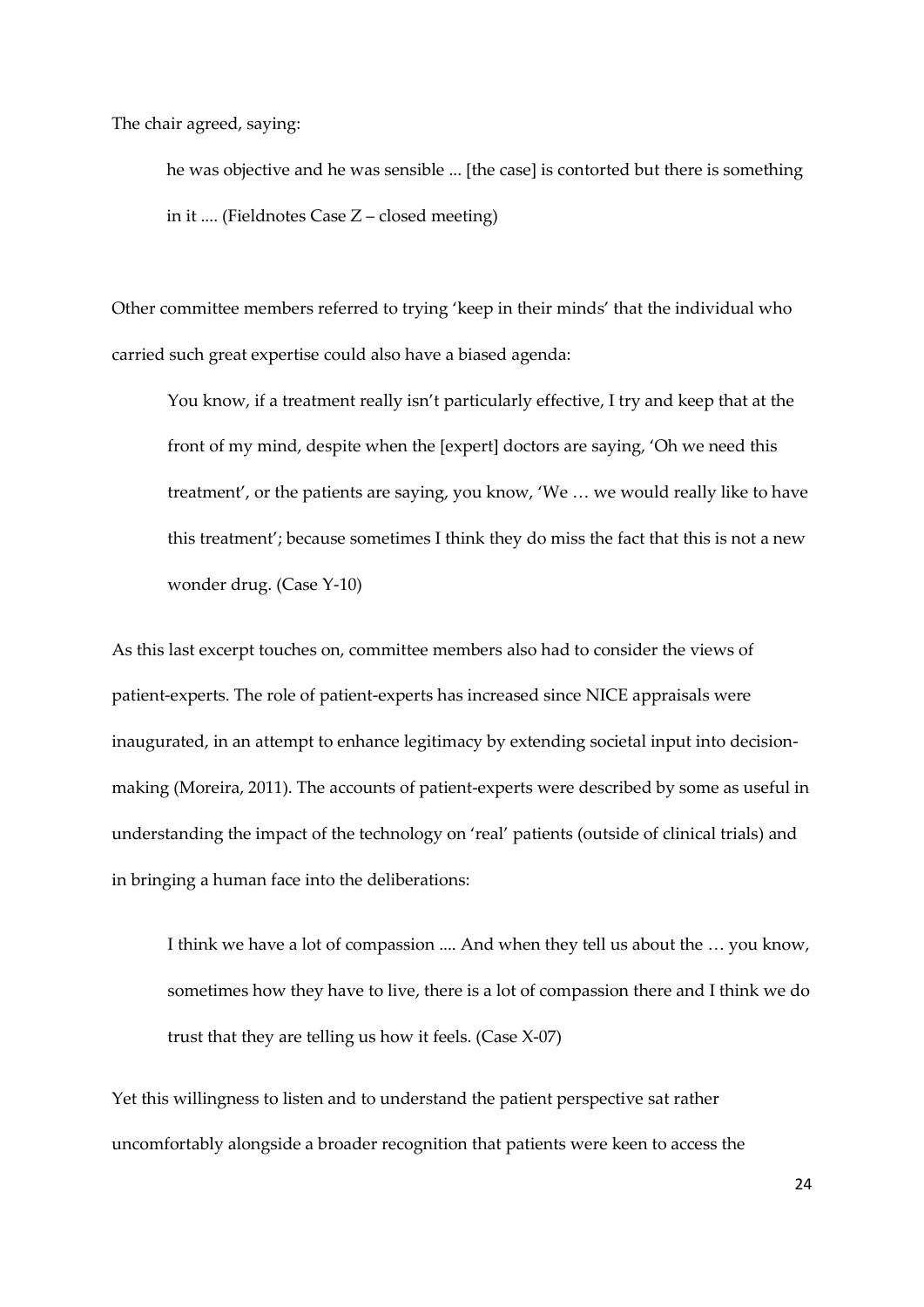The chair agreed, saying:

> he was objective and he was sensible ... [the case] is contorted but there is something in it .... (Fieldnotes Case Z – closed meeting)

Other committee members referred to trying 'keep in their minds' that the individual who carried such great expertise could also have a biased agenda:

> You know, if a treatment really isn't particularly effective, I try and keep that at the front of my mind, despite when the [expert] doctors are saying, 'Oh we need this treatment', or the patients are saying, you know, 'We … we would really like to have this treatment'; because sometimes I think they do miss the fact that this is not a new wonder drug. (Case Y-10)

As this last excerpt touches on, committee members also had to consider the views of patient-experts. The role of patient-experts has increased since NICE appraisals were inaugurated, in an attempt to enhance legitimacy by extending societal input into decision-making (Moreira, 2011). The accounts of patient-experts were described by some as useful in understanding the impact of the technology on 'real' patients (outside of clinical trials) and in bringing a human face into the deliberations:

> I think we have a lot of compassion .... And when they tell us about the … you know, sometimes how they have to live, there is a lot of compassion there and I think we do trust that they are telling us how it feels. (Case X-07)

Yet this willingness to listen and to understand the patient perspective sat rather uncomfortably alongside a broader recognition that patients were keen to access the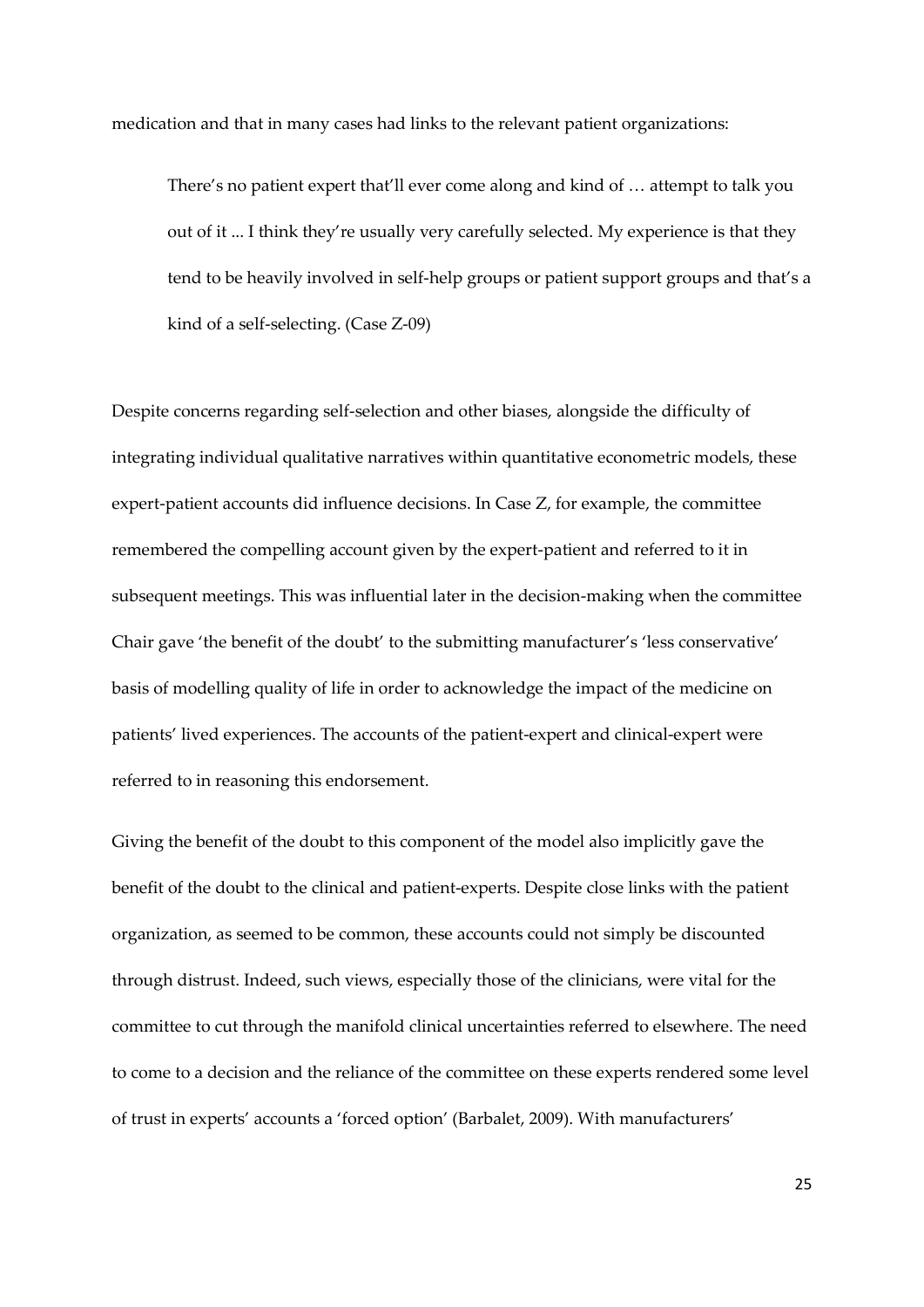medication and that in many cases had links to the relevant patient organizations:

> There's no patient expert that'll ever come along and kind of … attempt to talk you out of it ... I think they're usually very carefully selected. My experience is that they tend to be heavily involved in self-help groups or patient support groups and that's a kind of a self-selecting. (Case Z-09)

Despite concerns regarding self-selection and other biases, alongside the difficulty of integrating individual qualitative narratives within quantitative econometric models, these expert-patient accounts did influence decisions. In Case Z, for example, the committee remembered the compelling account given by the expert-patient and referred to it in subsequent meetings. This was influential later in the decision-making when the committee Chair gave 'the benefit of the doubt' to the submitting manufacturer's 'less conservative' basis of modelling quality of life in order to acknowledge the impact of the medicine on patients' lived experiences. The accounts of the patient-expert and clinical-expert were referred to in reasoning this endorsement.

Giving the benefit of the doubt to this component of the model also implicitly gave the benefit of the doubt to the clinical and patient-experts. Despite close links with the patient organization, as seemed to be common, these accounts could not simply be discounted through distrust. Indeed, such views, especially those of the clinicians, were vital for the committee to cut through the manifold clinical uncertainties referred to elsewhere. The need to come to a decision and the reliance of the committee on these experts rendered some level of trust in experts' accounts a 'forced option' (Barbalet, 2009). With manufacturers'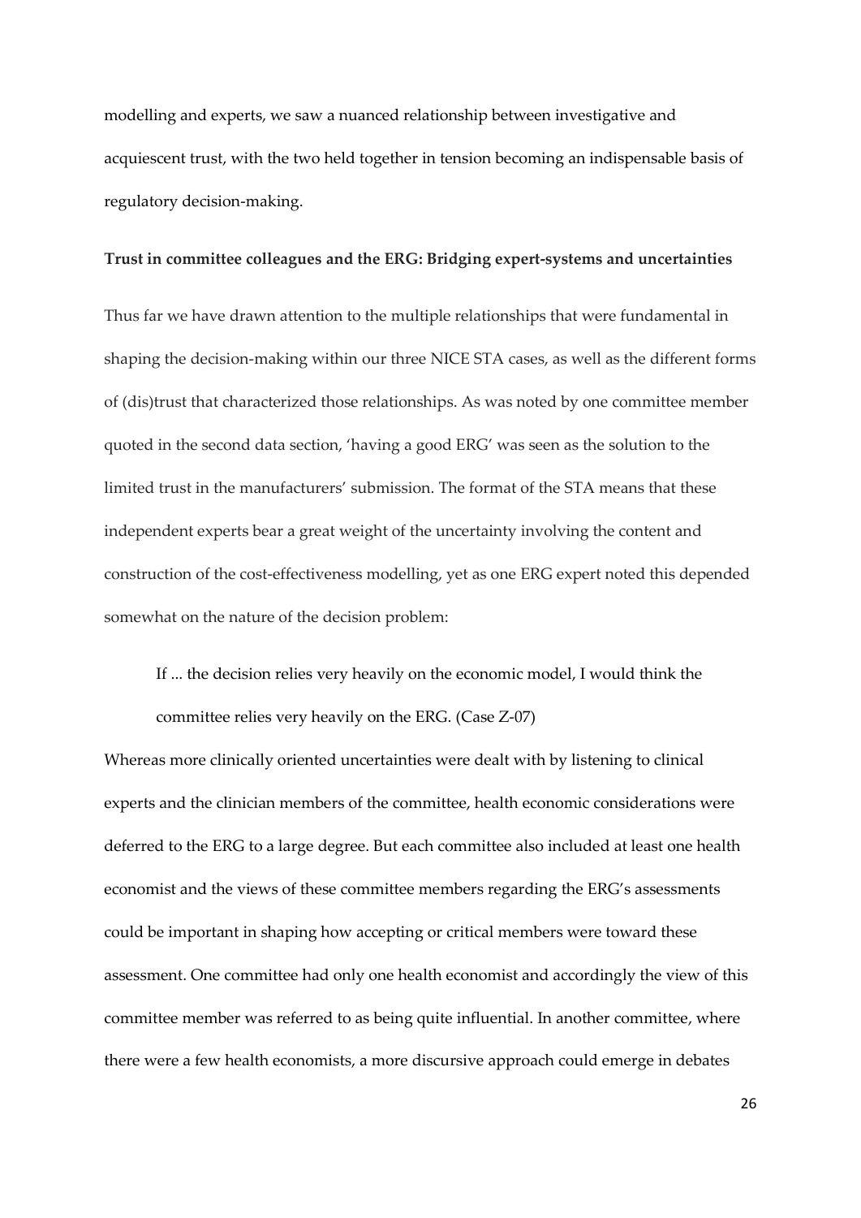modelling and experts, we saw a nuanced relationship between investigative and acquiescent trust, with the two held together in tension becoming an indispensable basis of regulatory decision-making.

**Trust in committee colleagues and the ERG: Bridging expert-systems and uncertainties**

Thus far we have drawn attention to the multiple relationships that were fundamental in shaping the decision-making within our three NICE STA cases, as well as the different forms of (dis)trust that characterized those relationships. As was noted by one committee member quoted in the second data section, 'having a good ERG' was seen as the solution to the limited trust in the manufacturers' submission. The format of the STA means that these independent experts bear a great weight of the uncertainty involving the content and construction of the cost-effectiveness modelling, yet as one ERG expert noted this depended somewhat on the nature of the decision problem:

> If ... the decision relies very heavily on the economic model, I would think the committee relies very heavily on the ERG. (Case Z-07)

Whereas more clinically oriented uncertainties were dealt with by listening to clinical experts and the clinician members of the committee, health economic considerations were deferred to the ERG to a large degree. But each committee also included at least one health economist and the views of these committee members regarding the ERG's assessments could be important in shaping how accepting or critical members were toward these assessment. One committee had only one health economist and accordingly the view of this committee member was referred to as being quite influential. In another committee, where there were a few health economists, a more discursive approach could emerge in debates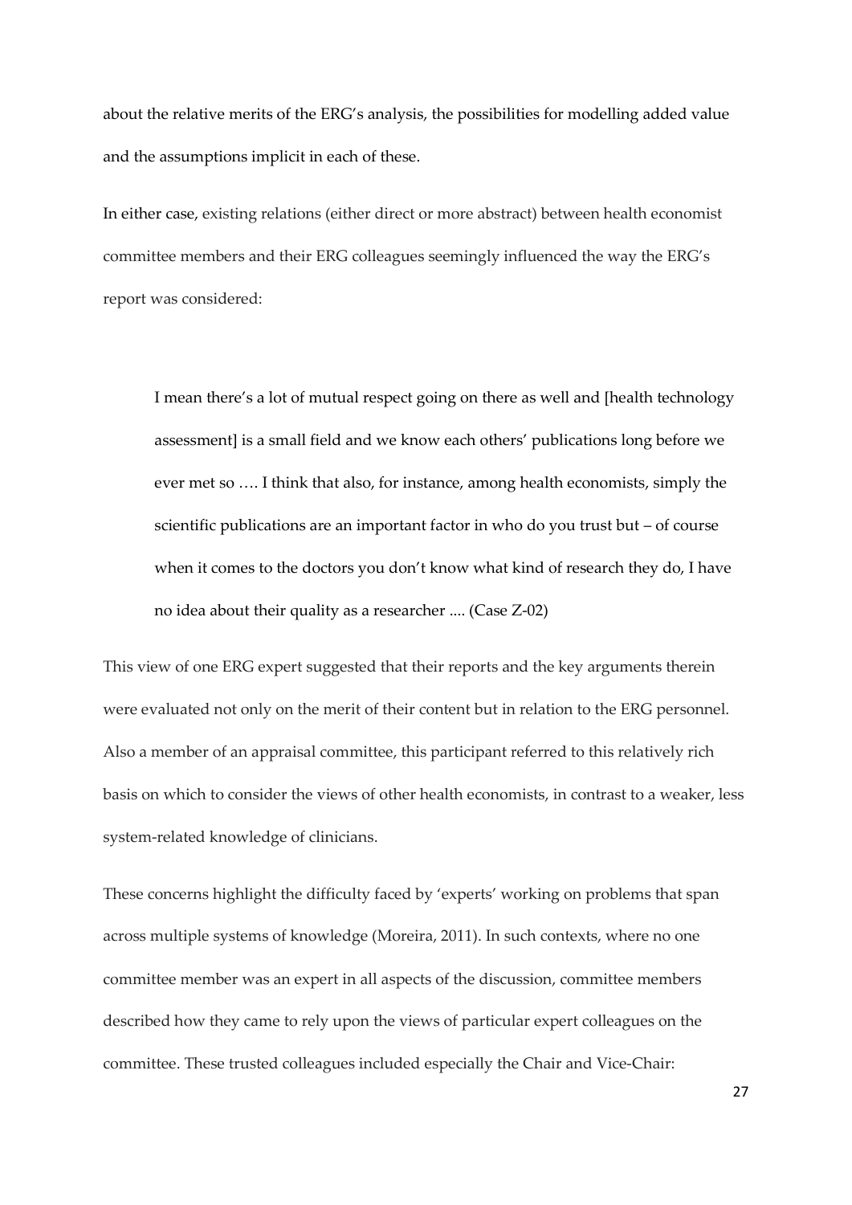about the relative merits of the ERG's analysis, the possibilities for modelling added value and the assumptions implicit in each of these.

In either case, existing relations (either direct or more abstract) between health economist committee members and their ERG colleagues seemingly influenced the way the ERG's report was considered:

> I mean there's a lot of mutual respect going on there as well and [health technology assessment] is a small field and we know each others' publications long before we ever met so …. I think that also, for instance, among health economists, simply the scientific publications are an important factor in who do you trust but – of course when it comes to the doctors you don't know what kind of research they do, I have no idea about their quality as a researcher .... (Case Z-02)

This view of one ERG expert suggested that their reports and the key arguments therein were evaluated not only on the merit of their content but in relation to the ERG personnel. Also a member of an appraisal committee, this participant referred to this relatively rich basis on which to consider the views of other health economists, in contrast to a weaker, less system-related knowledge of clinicians.

These concerns highlight the difficulty faced by 'experts' working on problems that span across multiple systems of knowledge (Moreira, 2011). In such contexts, where no one committee member was an expert in all aspects of the discussion, committee members described how they came to rely upon the views of particular expert colleagues on the committee. These trusted colleagues included especially the Chair and Vice-Chair: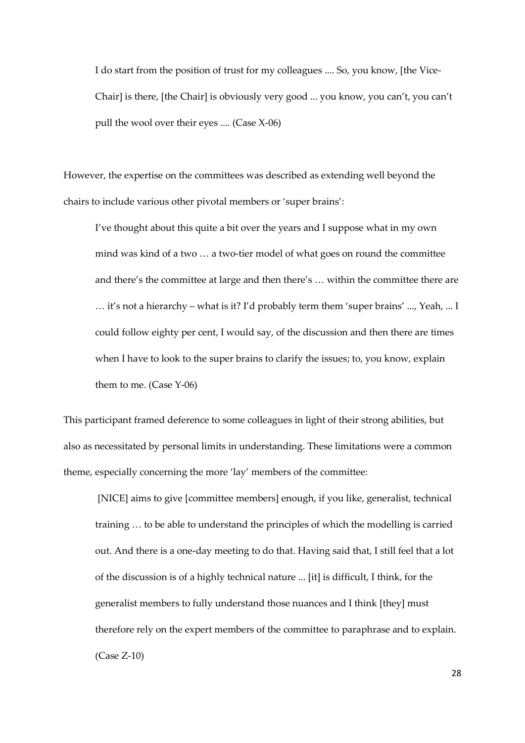> I do start from the position of trust for my colleagues .... So, you know, [the Vice-Chair] is there, [the Chair] is obviously very good ... you know, you can't, you can't pull the wool over their eyes .... (Case X-06)

However, the expertise on the committees was described as extending well beyond the chairs to include various other pivotal members or 'super brains':

> I've thought about this quite a bit over the years and I suppose what in my own mind was kind of a two … a two-tier model of what goes on round the committee and there's the committee at large and then there's … within the committee there are … it's not a hierarchy – what is it? I'd probably term them 'super brains' ..., Yeah, ... I could follow eighty per cent, I would say, of the discussion and then there are times when I have to look to the super brains to clarify the issues; to, you know, explain them to me. (Case Y-06)

This participant framed deference to some colleagues in light of their strong abilities, but also as necessitated by personal limits in understanding. These limitations were a common theme, especially concerning the more 'lay' members of the committee:

> [NICE] aims to give [committee members] enough, if you like, generalist, technical training … to be able to understand the principles of which the modelling is carried out. And there is a one-day meeting to do that. Having said that, I still feel that a lot of the discussion is of a highly technical nature ... [it] is difficult, I think, for the generalist members to fully understand those nuances and I think [they] must therefore rely on the expert members of the committee to paraphrase and to explain. (Case Z-10)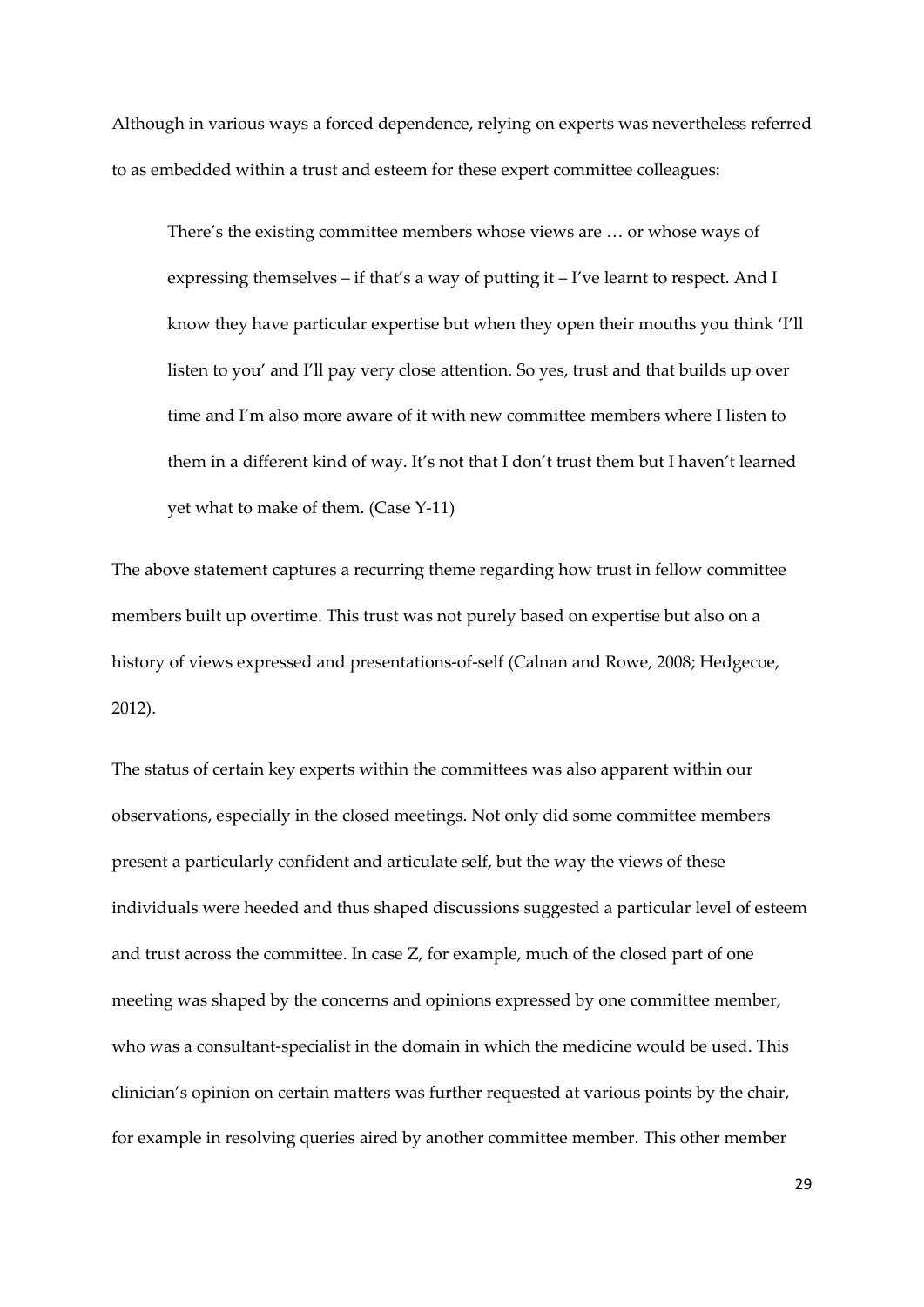Although in various ways a forced dependence, relying on experts was nevertheless referred to as embedded within a trust and esteem for these expert committee colleagues:

> There's the existing committee members whose views are … or whose ways of expressing themselves – if that's a way of putting it – I've learnt to respect. And I know they have particular expertise but when they open their mouths you think 'I'll listen to you' and I'll pay very close attention. So yes, trust and that builds up over time and I'm also more aware of it with new committee members where I listen to them in a different kind of way. It's not that I don't trust them but I haven't learned yet what to make of them. (Case Y-11)

The above statement captures a recurring theme regarding how trust in fellow committee members built up overtime. This trust was not purely based on expertise but also on a history of views expressed and presentations-of-self (Calnan and Rowe, 2008; Hedgecoe, 2012).

The status of certain key experts within the committees was also apparent within our observations, especially in the closed meetings. Not only did some committee members present a particularly confident and articulate self, but the way the views of these individuals were heeded and thus shaped discussions suggested a particular level of esteem and trust across the committee. In case Z, for example, much of the closed part of one meeting was shaped by the concerns and opinions expressed by one committee member, who was a consultant-specialist in the domain in which the medicine would be used. This clinician's opinion on certain matters was further requested at various points by the chair, for example in resolving queries aired by another committee member. This other member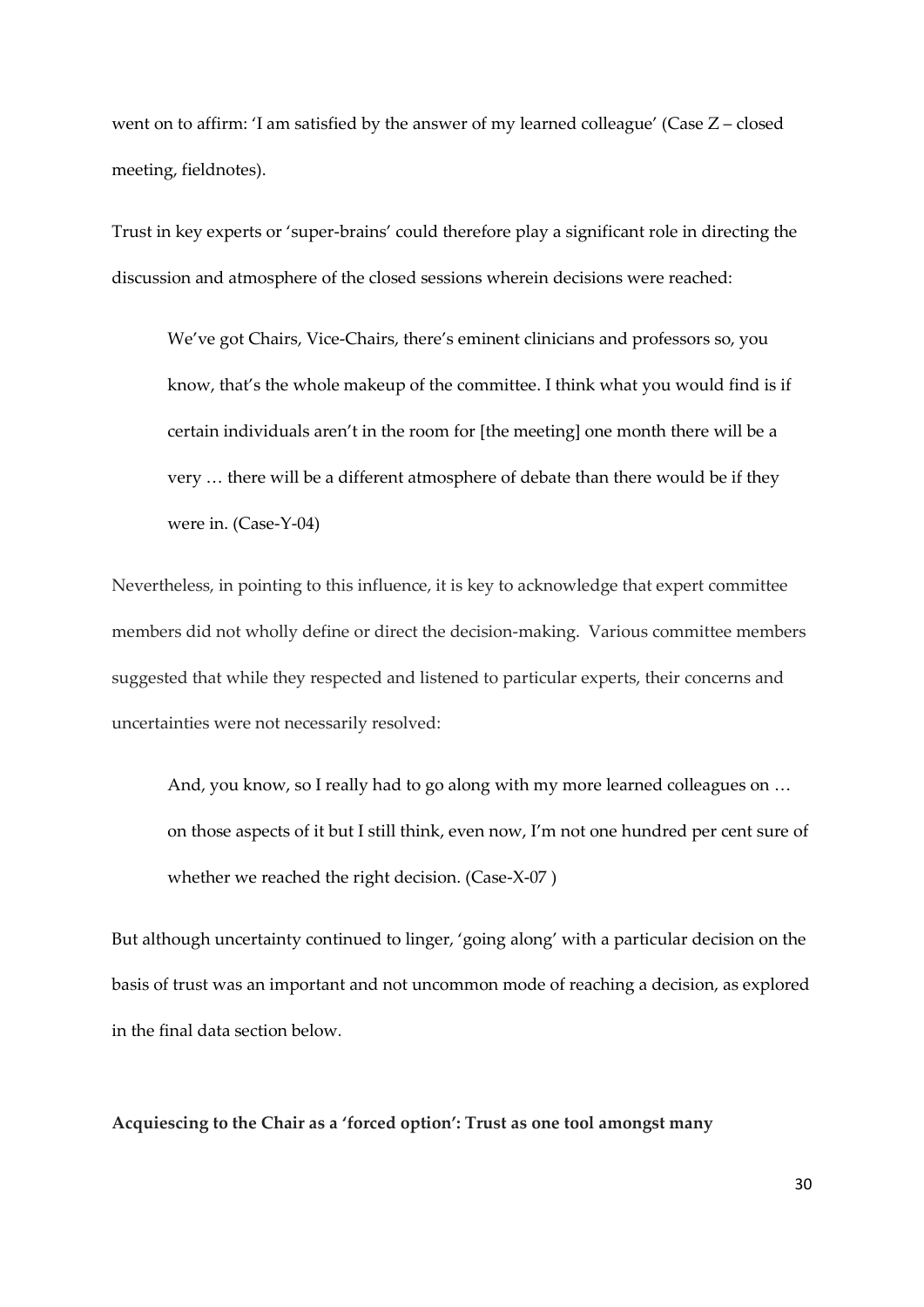went on to affirm: 'I am satisfied by the answer of my learned colleague' (Case Z – closed meeting, fieldnotes).

Trust in key experts or 'super-brains' could therefore play a significant role in directing the discussion and atmosphere of the closed sessions wherein decisions were reached:

> We've got Chairs, Vice-Chairs, there's eminent clinicians and professors so, you know, that's the whole makeup of the committee. I think what you would find is if certain individuals aren't in the room for [the meeting] one month there will be a very … there will be a different atmosphere of debate than there would be if they were in. (Case-Y-04)

Nevertheless, in pointing to this influence, it is key to acknowledge that expert committee members did not wholly define or direct the decision-making. Various committee members suggested that while they respected and listened to particular experts, their concerns and uncertainties were not necessarily resolved:

> And, you know, so I really had to go along with my more learned colleagues on … on those aspects of it but I still think, even now, I'm not one hundred per cent sure of whether we reached the right decision. (Case-X-07 )

But although uncertainty continued to linger, 'going along' with a particular decision on the basis of trust was an important and not uncommon mode of reaching a decision, as explored in the final data section below.

**Acquiescing to the Chair as a 'forced option': Trust as one tool amongst many**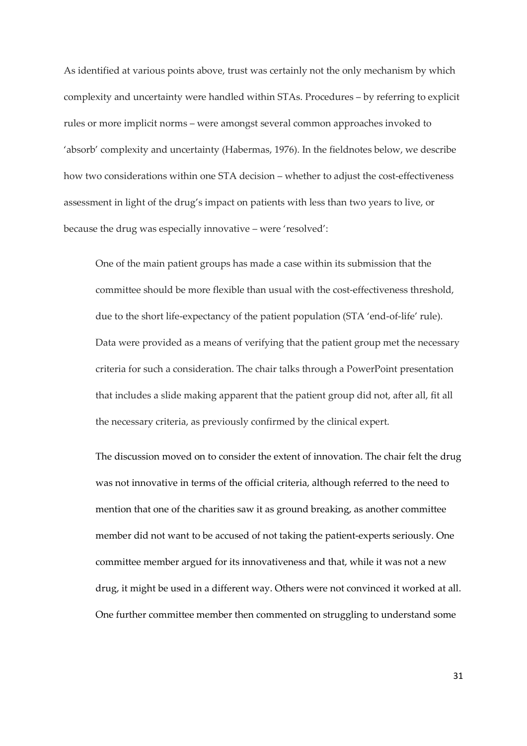As identified at various points above, trust was certainly not the only mechanism by which complexity and uncertainty were handled within STAs. Procedures – by referring to explicit rules or more implicit norms – were amongst several common approaches invoked to 'absorb' complexity and uncertainty (Habermas, 1976). In the fieldnotes below, we describe how two considerations within one STA decision – whether to adjust the cost-effectiveness assessment in light of the drug's impact on patients with less than two years to live, or because the drug was especially innovative – were 'resolved':

> One of the main patient groups has made a case within its submission that the committee should be more flexible than usual with the cost-effectiveness threshold, due to the short life-expectancy of the patient population (STA 'end-of-life' rule). Data were provided as a means of verifying that the patient group met the necessary criteria for such a consideration. The chair talks through a PowerPoint presentation that includes a slide making apparent that the patient group did not, after all, fit all the necessary criteria, as previously confirmed by the clinical expert.
>
> The discussion moved on to consider the extent of innovation. The chair felt the drug was not innovative in terms of the official criteria, although referred to the need to mention that one of the charities saw it as ground breaking, as another committee member did not want to be accused of not taking the patient-experts seriously. One committee member argued for its innovativeness and that, while it was not a new drug, it might be used in a different way. Others were not convinced it worked at all. One further committee member then commented on struggling to understand some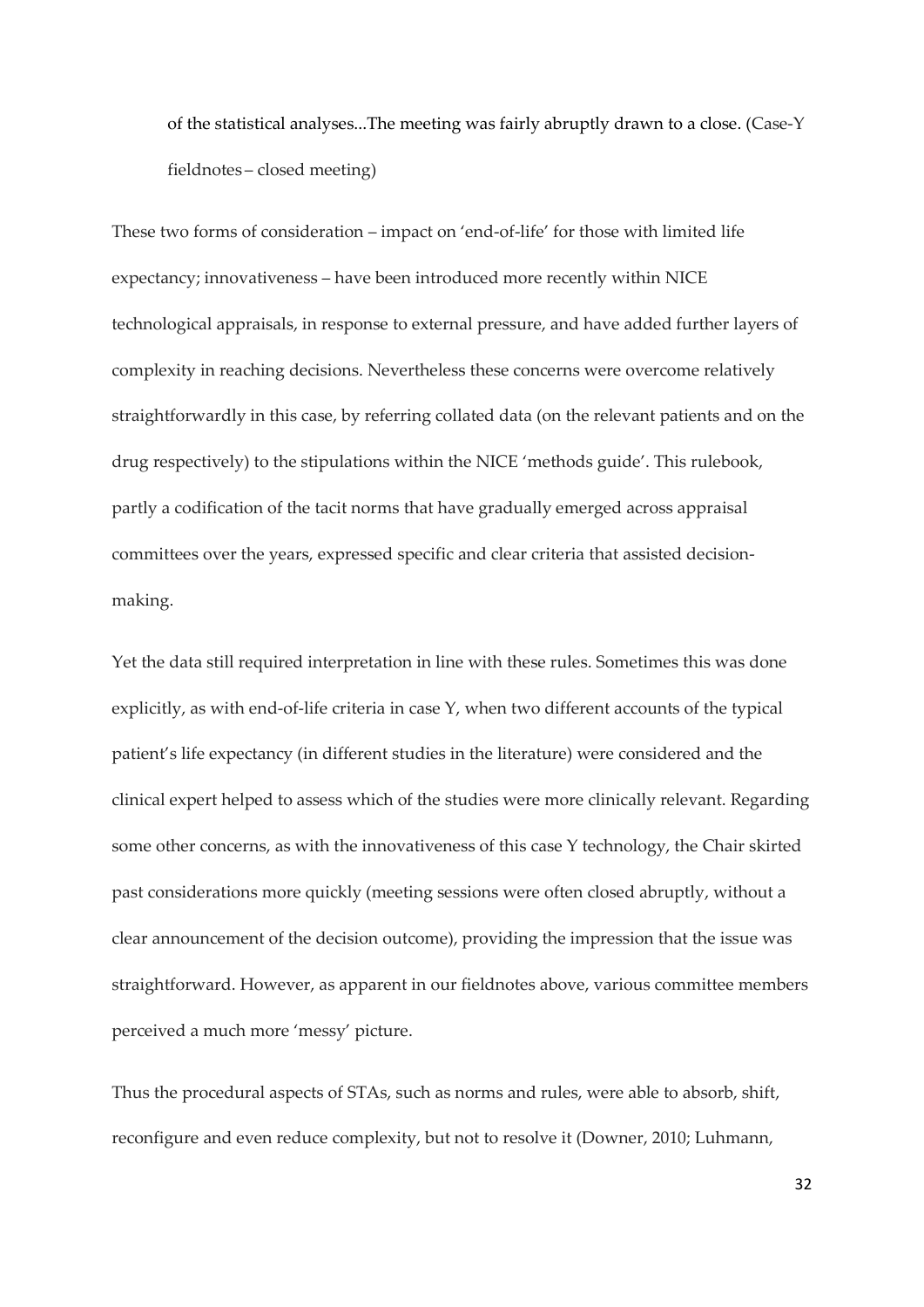of the statistical analyses...The meeting was fairly abruptly drawn to a close. (Case-Y fieldnotes – closed meeting)

These two forms of consideration – impact on 'end-of-life' for those with limited life expectancy; innovativeness – have been introduced more recently within NICE technological appraisals, in response to external pressure, and have added further layers of complexity in reaching decisions. Nevertheless these concerns were overcome relatively straightforwardly in this case, by referring collated data (on the relevant patients and on the drug respectively) to the stipulations within the NICE 'methods guide'. This rulebook, partly a codification of the tacit norms that have gradually emerged across appraisal committees over the years, expressed specific and clear criteria that assisted decision-making.

Yet the data still required interpretation in line with these rules. Sometimes this was done explicitly, as with end-of-life criteria in case Y, when two different accounts of the typical patient's life expectancy (in different studies in the literature) were considered and the clinical expert helped to assess which of the studies were more clinically relevant. Regarding some other concerns, as with the innovativeness of this case Y technology, the Chair skirted past considerations more quickly (meeting sessions were often closed abruptly, without a clear announcement of the decision outcome), providing the impression that the issue was straightforward. However, as apparent in our fieldnotes above, various committee members perceived a much more 'messy' picture.

Thus the procedural aspects of STAs, such as norms and rules, were able to absorb, shift, reconfigure and even reduce complexity, but not to resolve it (Downer, 2010; Luhmann,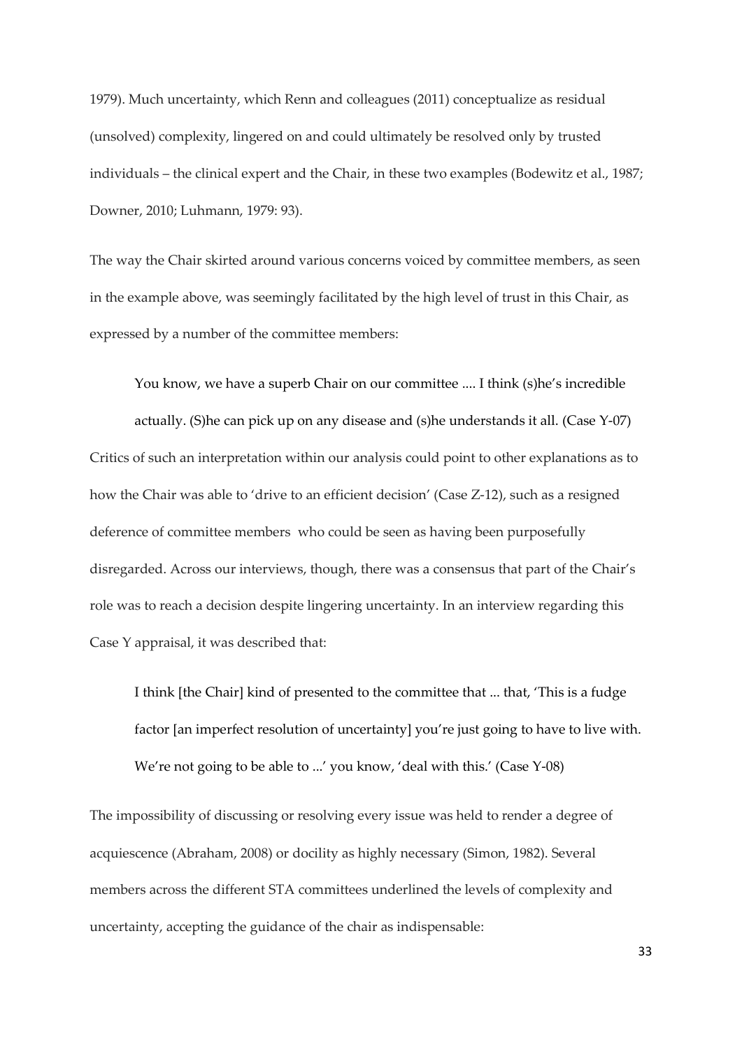1979). Much uncertainty, which Renn and colleagues (2011) conceptualize as residual (unsolved) complexity, lingered on and could ultimately be resolved only by trusted individuals – the clinical expert and the Chair, in these two examples (Bodewitz et al., 1987; Downer, 2010; Luhmann, 1979: 93).

The way the Chair skirted around various concerns voiced by committee members, as seen in the example above, was seemingly facilitated by the high level of trust in this Chair, as expressed by a number of the committee members:

> You know, we have a superb Chair on our committee .... I think (s)he's incredible actually. (S)he can pick up on any disease and (s)he understands it all. (Case Y-07)

Critics of such an interpretation within our analysis could point to other explanations as to how the Chair was able to 'drive to an efficient decision' (Case Z-12), such as a resigned deference of committee members who could be seen as having been purposefully disregarded. Across our interviews, though, there was a consensus that part of the Chair's role was to reach a decision despite lingering uncertainty. In an interview regarding this Case Y appraisal, it was described that:

> I think [the Chair] kind of presented to the committee that ... that, 'This is a fudge factor [an imperfect resolution of uncertainty] you're just going to have to live with. We're not going to be able to ...' you know, 'deal with this.' (Case Y-08)

The impossibility of discussing or resolving every issue was held to render a degree of acquiescence (Abraham, 2008) or docility as highly necessary (Simon, 1982). Several members across the different STA committees underlined the levels of complexity and uncertainty, accepting the guidance of the chair as indispensable: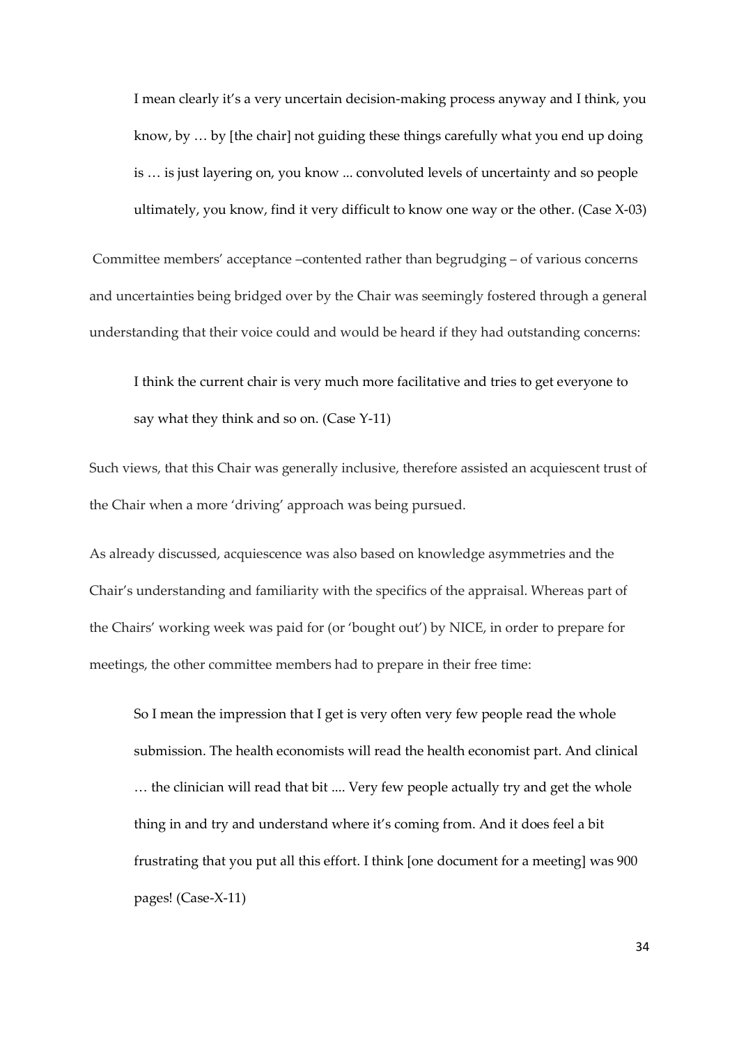> I mean clearly it's a very uncertain decision-making process anyway and I think, you know, by … by [the chair] not guiding these things carefully what you end up doing is … is just layering on, you know ... convoluted levels of uncertainty and so people ultimately, you know, find it very difficult to know one way or the other. (Case X-03)

Committee members' acceptance –contented rather than begrudging – of various concerns and uncertainties being bridged over by the Chair was seemingly fostered through a general understanding that their voice could and would be heard if they had outstanding concerns:

> I think the current chair is very much more facilitative and tries to get everyone to say what they think and so on. (Case Y-11)

Such views, that this Chair was generally inclusive, therefore assisted an acquiescent trust of the Chair when a more 'driving' approach was being pursued.

As already discussed, acquiescence was also based on knowledge asymmetries and the Chair's understanding and familiarity with the specifics of the appraisal. Whereas part of the Chairs' working week was paid for (or 'bought out') by NICE, in order to prepare for meetings, the other committee members had to prepare in their free time:

> So I mean the impression that I get is very often very few people read the whole submission. The health economists will read the health economist part. And clinical … the clinician will read that bit .... Very few people actually try and get the whole thing in and try and understand where it's coming from. And it does feel a bit frustrating that you put all this effort. I think [one document for a meeting] was 900 pages! (Case-X-11)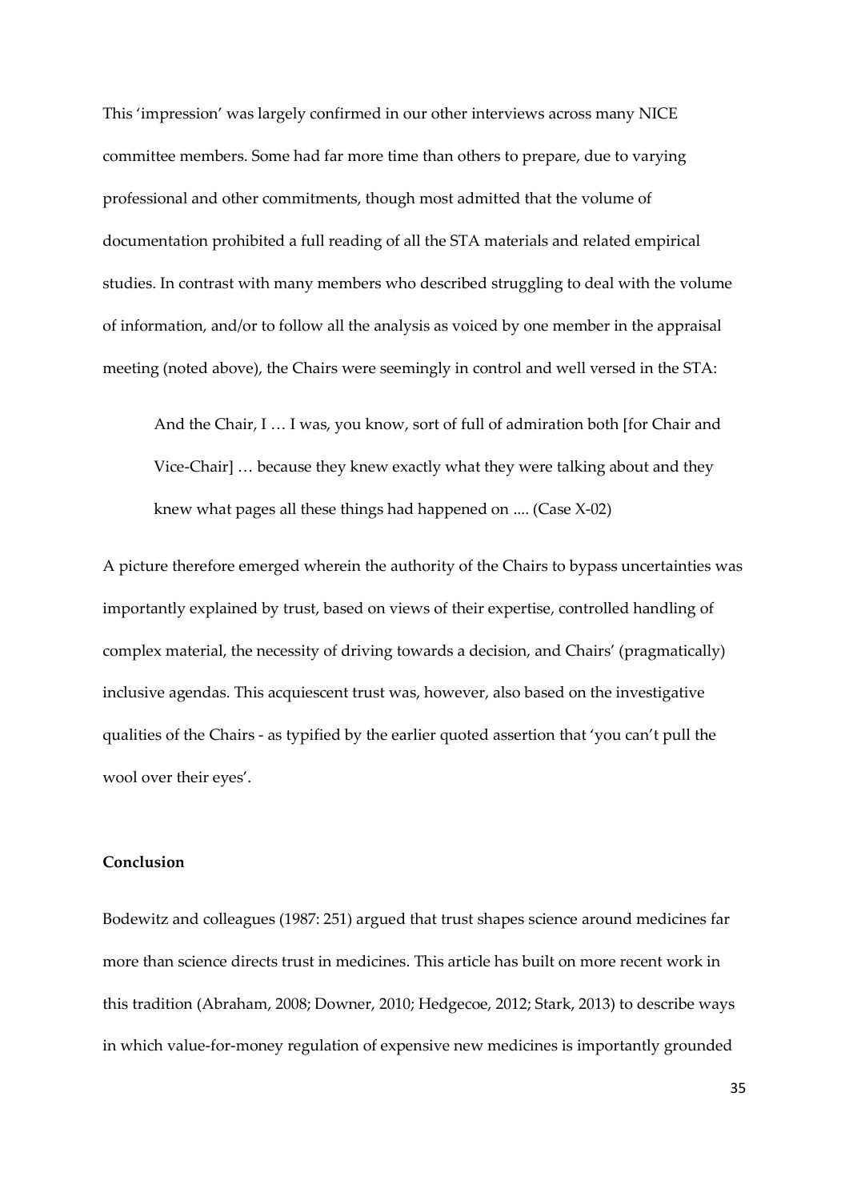This 'impression' was largely confirmed in our other interviews across many NICE committee members. Some had far more time than others to prepare, due to varying professional and other commitments, though most admitted that the volume of documentation prohibited a full reading of all the STA materials and related empirical studies. In contrast with many members who described struggling to deal with the volume of information, and/or to follow all the analysis as voiced by one member in the appraisal meeting (noted above), the Chairs were seemingly in control and well versed in the STA:

> And the Chair, I … I was, you know, sort of full of admiration both [for Chair and Vice-Chair] … because they knew exactly what they were talking about and they knew what pages all these things had happened on .... (Case X-02)

A picture therefore emerged wherein the authority of the Chairs to bypass uncertainties was importantly explained by trust, based on views of their expertise, controlled handling of complex material, the necessity of driving towards a decision, and Chairs' (pragmatically) inclusive agendas. This acquiescent trust was, however, also based on the investigative qualities of the Chairs - as typified by the earlier quoted assertion that 'you can't pull the wool over their eyes'.

**Conclusion**

Bodewitz and colleagues (1987: 251) argued that trust shapes science around medicines far more than science directs trust in medicines. This article has built on more recent work in this tradition (Abraham, 2008; Downer, 2010; Hedgecoe, 2012; Stark, 2013) to describe ways in which value-for-money regulation of expensive new medicines is importantly grounded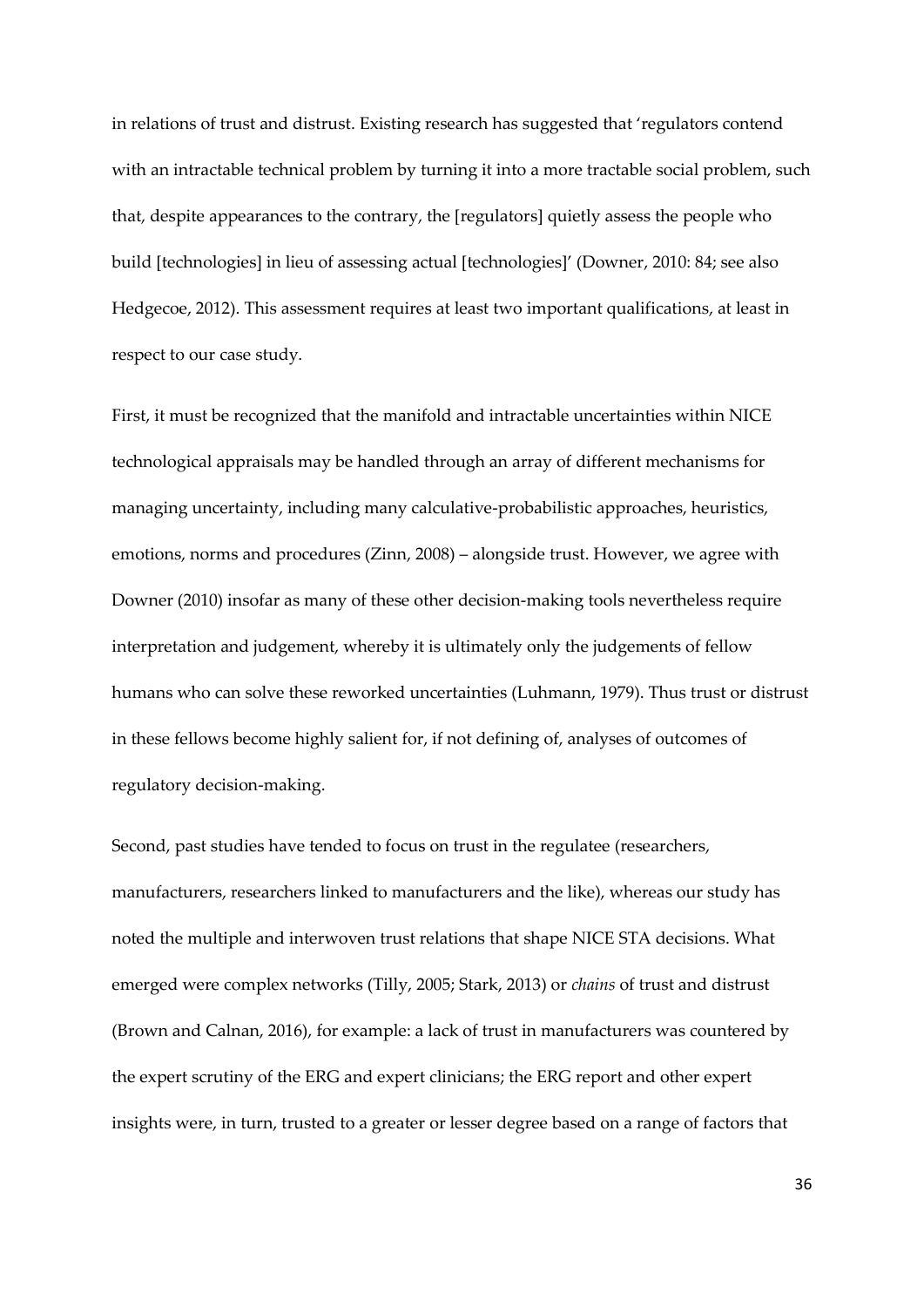in relations of trust and distrust. Existing research has suggested that 'regulators contend with an intractable technical problem by turning it into a more tractable social problem, such that, despite appearances to the contrary, the [regulators] quietly assess the people who build [technologies] in lieu of assessing actual [technologies]' (Downer, 2010: 84; see also Hedgecoe, 2012). This assessment requires at least two important qualifications, at least in respect to our case study.

First, it must be recognized that the manifold and intractable uncertainties within NICE technological appraisals may be handled through an array of different mechanisms for managing uncertainty, including many calculative-probabilistic approaches, heuristics, emotions, norms and procedures (Zinn, 2008) – alongside trust. However, we agree with Downer (2010) insofar as many of these other decision-making tools nevertheless require interpretation and judgement, whereby it is ultimately only the judgements of fellow humans who can solve these reworked uncertainties (Luhmann, 1979). Thus trust or distrust in these fellows become highly salient for, if not defining of, analyses of outcomes of regulatory decision-making.

Second, past studies have tended to focus on trust in the regulatee (researchers, manufacturers, researchers linked to manufacturers and the like), whereas our study has noted the multiple and interwoven trust relations that shape NICE STA decisions. What emerged were complex networks (Tilly, 2005; Stark, 2013) or *chains* of trust and distrust (Brown and Calnan, 2016), for example: a lack of trust in manufacturers was countered by the expert scrutiny of the ERG and expert clinicians; the ERG report and other expert insights were, in turn, trusted to a greater or lesser degree based on a range of factors that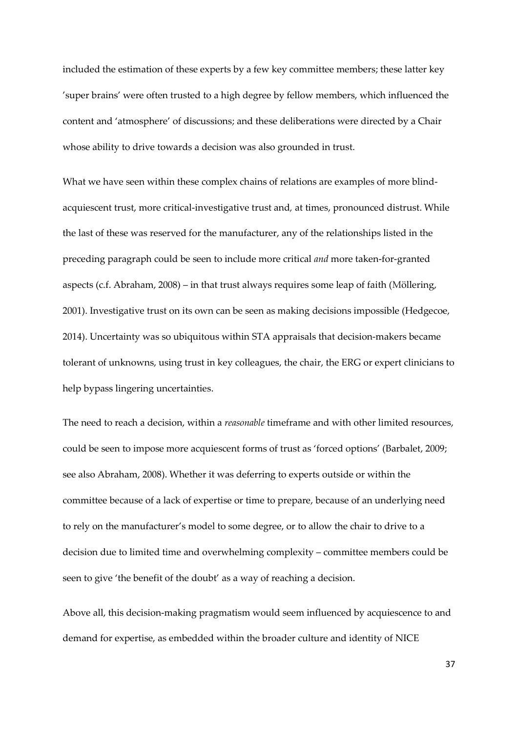included the estimation of these experts by a few key committee members; these latter key 'super brains' were often trusted to a high degree by fellow members, which influenced the content and 'atmosphere' of discussions; and these deliberations were directed by a Chair whose ability to drive towards a decision was also grounded in trust.

What we have seen within these complex chains of relations are examples of more blind-acquiescent trust, more critical-investigative trust and, at times, pronounced distrust. While the last of these was reserved for the manufacturer, any of the relationships listed in the preceding paragraph could be seen to include more critical *and* more taken-for-granted aspects (c.f. Abraham, 2008) – in that trust always requires some leap of faith (Möllering, 2001). Investigative trust on its own can be seen as making decisions impossible (Hedgecoe, 2014). Uncertainty was so ubiquitous within STA appraisals that decision-makers became tolerant of unknowns, using trust in key colleagues, the chair, the ERG or expert clinicians to help bypass lingering uncertainties.

The need to reach a decision, within a *reasonable* timeframe and with other limited resources, could be seen to impose more acquiescent forms of trust as 'forced options' (Barbalet, 2009; see also Abraham, 2008). Whether it was deferring to experts outside or within the committee because of a lack of expertise or time to prepare, because of an underlying need to rely on the manufacturer's model to some degree, or to allow the chair to drive to a decision due to limited time and overwhelming complexity – committee members could be seen to give 'the benefit of the doubt' as a way of reaching a decision.

Above all, this decision-making pragmatism would seem influenced by acquiescence to and demand for expertise, as embedded within the broader culture and identity of NICE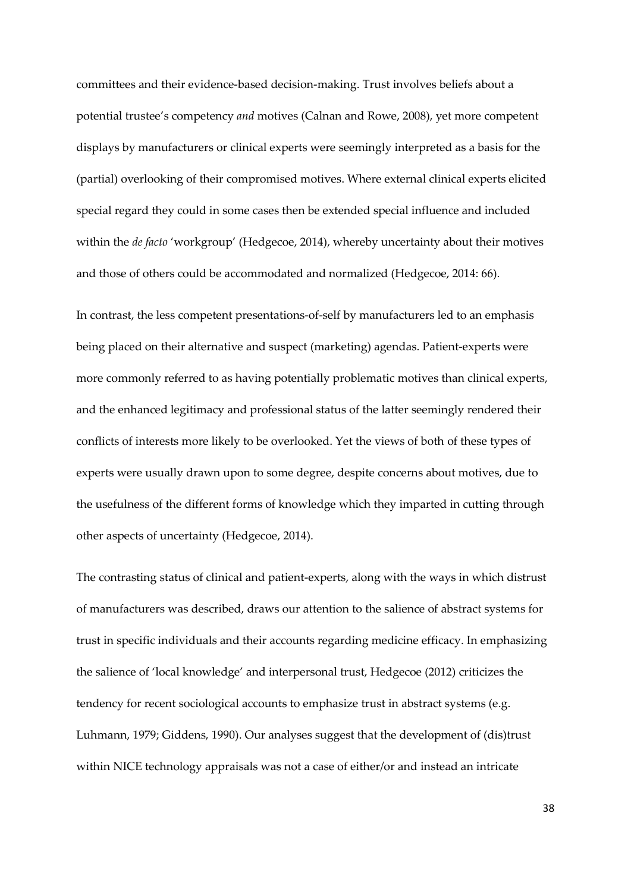committees and their evidence-based decision-making. Trust involves beliefs about a potential trustee's competency *and* motives (Calnan and Rowe, 2008), yet more competent displays by manufacturers or clinical experts were seemingly interpreted as a basis for the (partial) overlooking of their compromised motives. Where external clinical experts elicited special regard they could in some cases then be extended special influence and included within the *de facto* 'workgroup' (Hedgecoe, 2014), whereby uncertainty about their motives and those of others could be accommodated and normalized (Hedgecoe, 2014: 66).

In contrast, the less competent presentations-of-self by manufacturers led to an emphasis being placed on their alternative and suspect (marketing) agendas. Patient-experts were more commonly referred to as having potentially problematic motives than clinical experts, and the enhanced legitimacy and professional status of the latter seemingly rendered their conflicts of interests more likely to be overlooked. Yet the views of both of these types of experts were usually drawn upon to some degree, despite concerns about motives, due to the usefulness of the different forms of knowledge which they imparted in cutting through other aspects of uncertainty (Hedgecoe, 2014).

The contrasting status of clinical and patient-experts, along with the ways in which distrust of manufacturers was described, draws our attention to the salience of abstract systems for trust in specific individuals and their accounts regarding medicine efficacy. In emphasizing the salience of 'local knowledge' and interpersonal trust, Hedgecoe (2012) criticizes the tendency for recent sociological accounts to emphasize trust in abstract systems (e.g. Luhmann, 1979; Giddens, 1990). Our analyses suggest that the development of (dis)trust within NICE technology appraisals was not a case of either/or and instead an intricate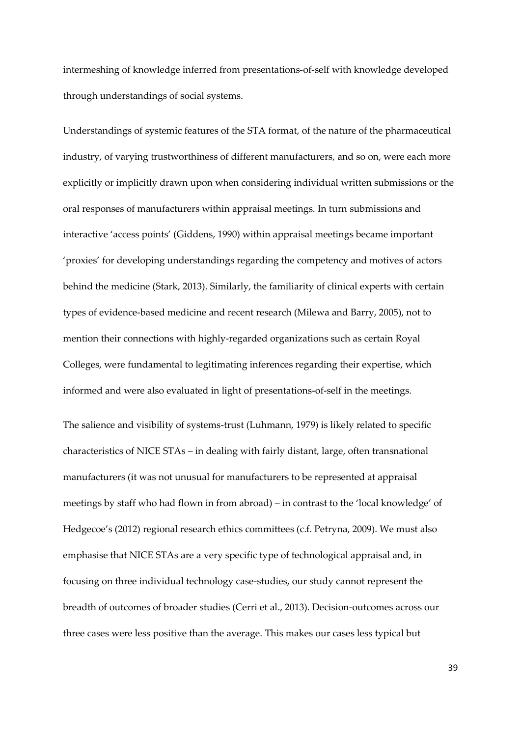intermeshing of knowledge inferred from presentations-of-self with knowledge developed through understandings of social systems.

Understandings of systemic features of the STA format, of the nature of the pharmaceutical industry, of varying trustworthiness of different manufacturers, and so on, were each more explicitly or implicitly drawn upon when considering individual written submissions or the oral responses of manufacturers within appraisal meetings. In turn submissions and interactive 'access points' (Giddens, 1990) within appraisal meetings became important 'proxies' for developing understandings regarding the competency and motives of actors behind the medicine (Stark, 2013). Similarly, the familiarity of clinical experts with certain types of evidence-based medicine and recent research (Milewa and Barry, 2005), not to mention their connections with highly-regarded organizations such as certain Royal Colleges, were fundamental to legitimating inferences regarding their expertise, which informed and were also evaluated in light of presentations-of-self in the meetings.

The salience and visibility of systems-trust (Luhmann, 1979) is likely related to specific characteristics of NICE STAs – in dealing with fairly distant, large, often transnational manufacturers (it was not unusual for manufacturers to be represented at appraisal meetings by staff who had flown in from abroad) – in contrast to the 'local knowledge' of Hedgecoe's (2012) regional research ethics committees (c.f. Petryna, 2009). We must also emphasise that NICE STAs are a very specific type of technological appraisal and, in focusing on three individual technology case-studies, our study cannot represent the breadth of outcomes of broader studies (Cerri et al., 2013). Decision-outcomes across our three cases were less positive than the average. This makes our cases less typical but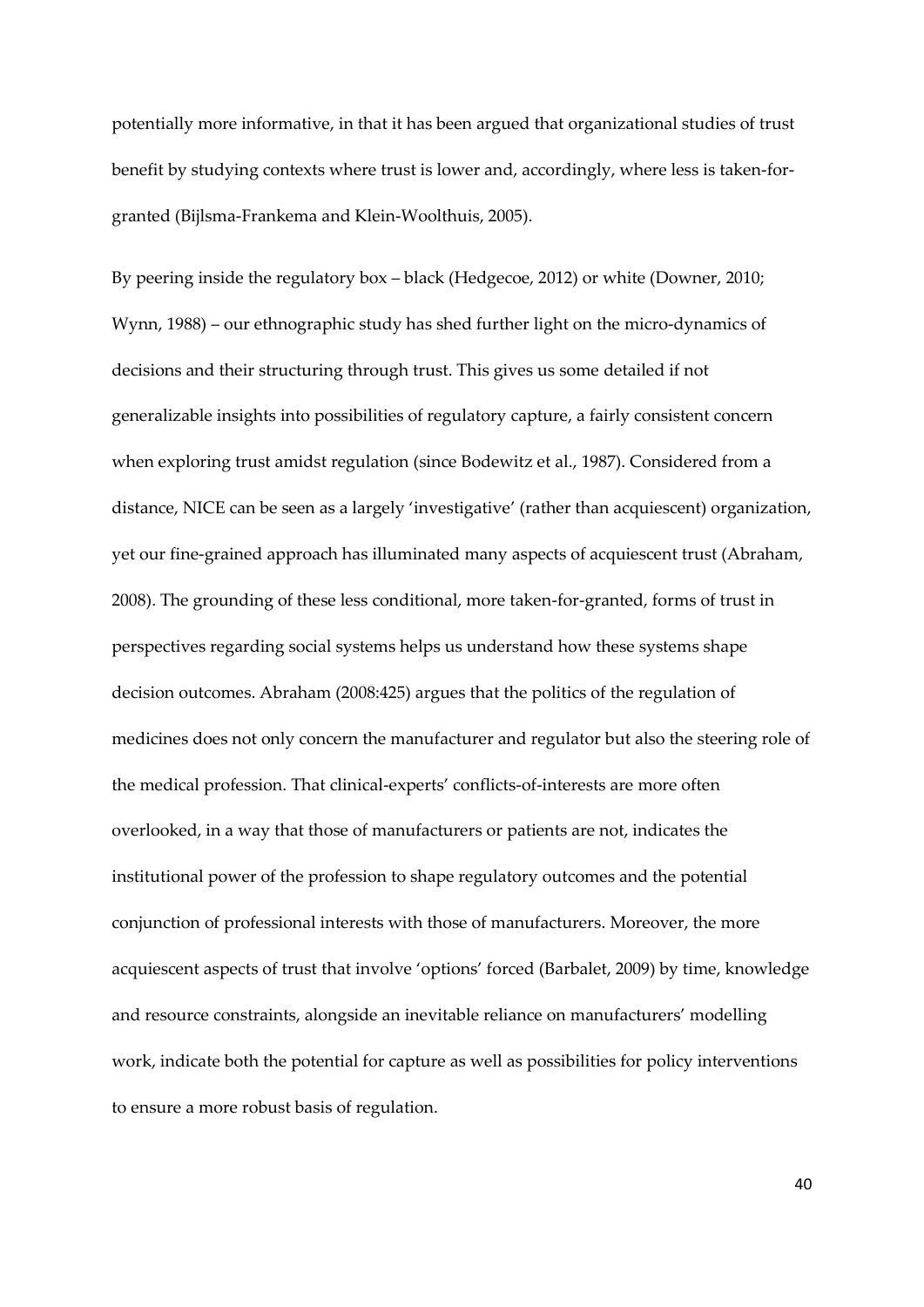potentially more informative, in that it has been argued that organizational studies of trust benefit by studying contexts where trust is lower and, accordingly, where less is taken-for-granted (Bijlsma-Frankema and Klein-Woolthuis, 2005).

By peering inside the regulatory box – black (Hedgecoe, 2012) or white (Downer, 2010; Wynn, 1988) – our ethnographic study has shed further light on the micro-dynamics of decisions and their structuring through trust. This gives us some detailed if not generalizable insights into possibilities of regulatory capture, a fairly consistent concern when exploring trust amidst regulation (since Bodewitz et al., 1987). Considered from a distance, NICE can be seen as a largely 'investigative' (rather than acquiescent) organization, yet our fine-grained approach has illuminated many aspects of acquiescent trust (Abraham, 2008). The grounding of these less conditional, more taken-for-granted, forms of trust in perspectives regarding social systems helps us understand how these systems shape decision outcomes. Abraham (2008:425) argues that the politics of the regulation of medicines does not only concern the manufacturer and regulator but also the steering role of the medical profession. That clinical-experts' conflicts-of-interests are more often overlooked, in a way that those of manufacturers or patients are not, indicates the institutional power of the profession to shape regulatory outcomes and the potential conjunction of professional interests with those of manufacturers. Moreover, the more acquiescent aspects of trust that involve 'options' forced (Barbalet, 2009) by time, knowledge and resource constraints, alongside an inevitable reliance on manufacturers' modelling work, indicate both the potential for capture as well as possibilities for policy interventions to ensure a more robust basis of regulation.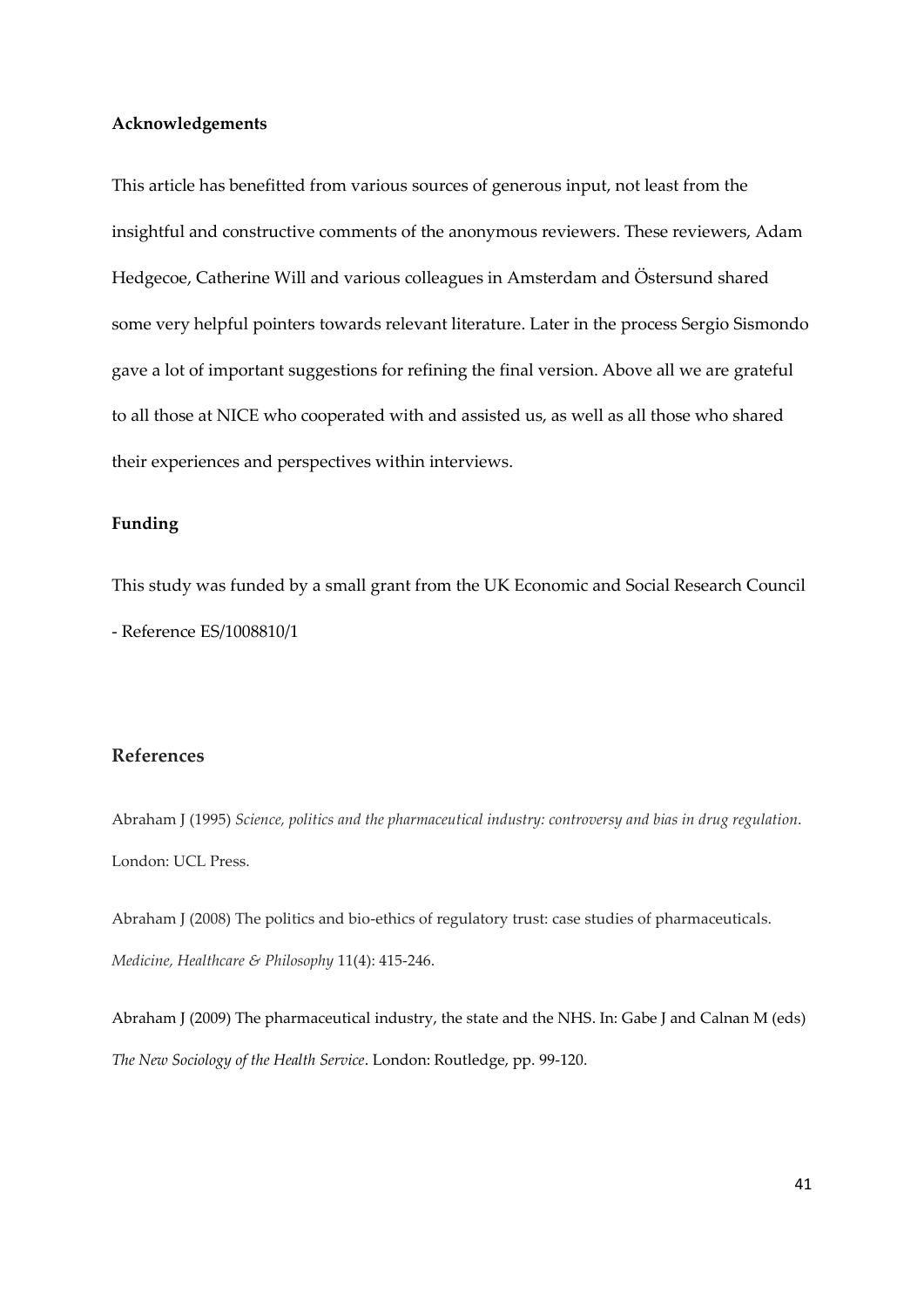**Acknowledgements**

This article has benefitted from various sources of generous input, not least from the insightful and constructive comments of the anonymous reviewers. These reviewers, Adam Hedgecoe, Catherine Will and various colleagues in Amsterdam and Östersund shared some very helpful pointers towards relevant literature. Later in the process Sergio Sismondo gave a lot of important suggestions for refining the final version. Above all we are grateful to all those at NICE who cooperated with and assisted us, as well as all those who shared their experiences and perspectives within interviews.

**Funding**

This study was funded by a small grant from the UK Economic and Social Research Council - Reference ES/1008810/1

## References

Abraham J (1995) *Science, politics and the pharmaceutical industry: controversy and bias in drug regulation*. London: UCL Press.

Abraham J (2008) The politics and bio-ethics of regulatory trust: case studies of pharmaceuticals. *Medicine, Healthcare & Philosophy* 11(4): 415-246.

Abraham J (2009) The pharmaceutical industry, the state and the NHS. In: Gabe J and Calnan M (eds) *The New Sociology of the Health Service*. London: Routledge, pp. 99-120.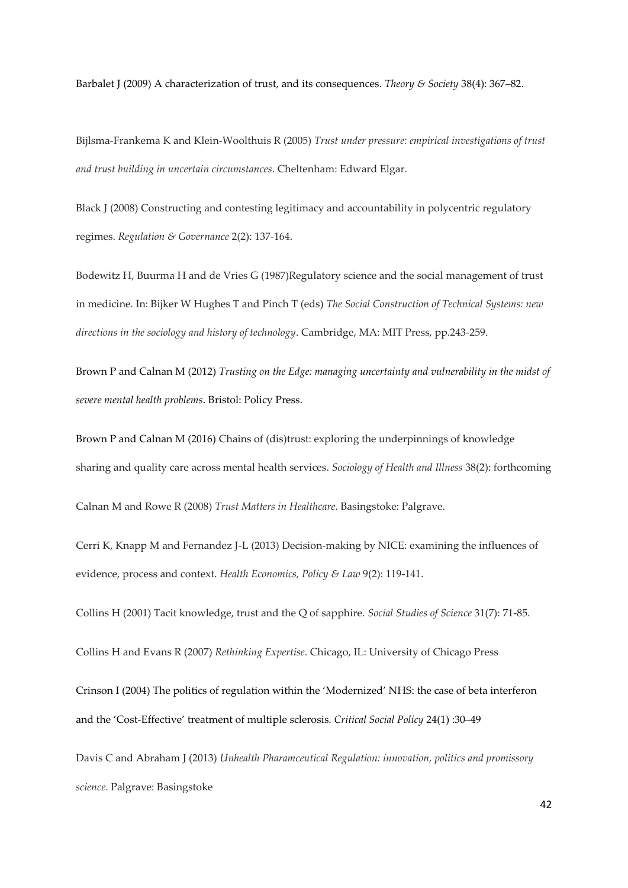Barbalet J (2009) A characterization of trust, and its consequences. *Theory & Society* 38(4): 367–82.

Bijlsma-Frankema K and Klein-Woolthuis R (2005) *Trust under pressure: empirical investigations of trust and trust building in uncertain circumstances*. Cheltenham: Edward Elgar.

Black J (2008) Constructing and contesting legitimacy and accountability in polycentric regulatory regimes. *Regulation & Governance* 2(2): 137-164.

Bodewitz H, Buurma H and de Vries G (1987)Regulatory science and the social management of trust in medicine. In: Bijker W Hughes T and Pinch T (eds) *The Social Construction of Technical Systems: new directions in the sociology and history of technology*. Cambridge, MA: MIT Press, pp.243-259.

Brown P and Calnan M (2012) *Trusting on the Edge: managing uncertainty and vulnerability in the midst of severe mental health problems*. Bristol: Policy Press.

Brown P and Calnan M (2016) Chains of (dis)trust: exploring the underpinnings of knowledge sharing and quality care across mental health services. *Sociology of Health and Illness* 38(2): forthcoming

Calnan M and Rowe R (2008) *Trust Matters in Healthcare*. Basingstoke: Palgrave.

Cerri K, Knapp M and Fernandez J-L (2013) Decision-making by NICE: examining the influences of evidence, process and context. *Health Economics, Policy & Law* 9(2): 119-141.

Collins H (2001) Tacit knowledge, trust and the Q of sapphire. *Social Studies of Science* 31(7): 71-85.

Collins H and Evans R (2007) *Rethinking Expertise*. Chicago, IL: University of Chicago Press

Crinson I (2004) The politics of regulation within the 'Modernized' NHS: the case of beta interferon and the 'Cost-Effective' treatment of multiple sclerosis. *Critical Social Policy* 24(1) :30–49

Davis C and Abraham J (2013) *Unhealth Pharamceutical Regulation: innovation, politics and promissory science*. Palgrave: Basingstoke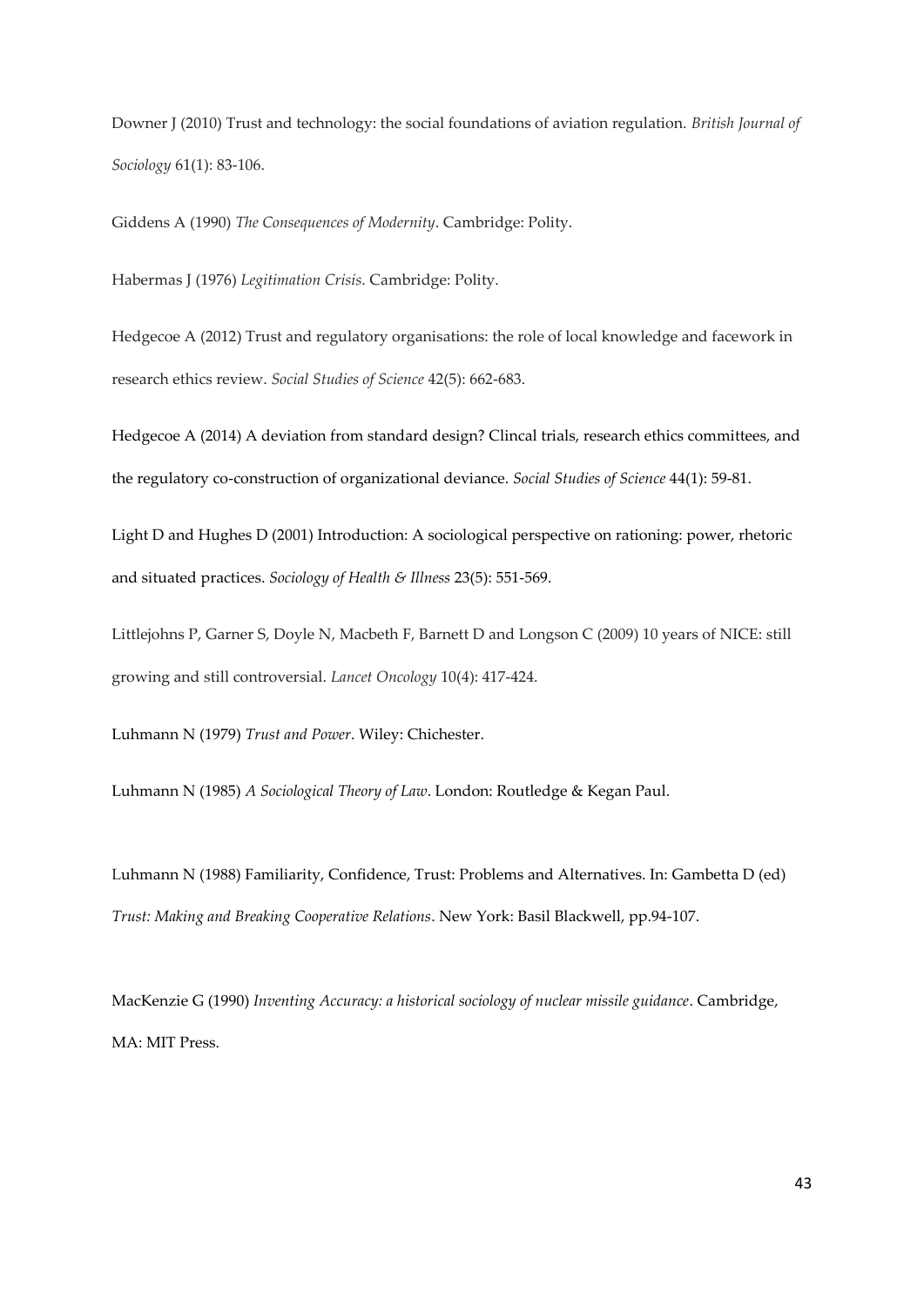Downer J (2010) Trust and technology: the social foundations of aviation regulation. *British Journal of Sociology* 61(1): 83-106.

Giddens A (1990) *The Consequences of Modernity*. Cambridge: Polity.

Habermas J (1976) *Legitimation Crisis*. Cambridge: Polity.

Hedgecoe A (2012) Trust and regulatory organisations: the role of local knowledge and facework in research ethics review. *Social Studies of Science* 42(5): 662-683.

Hedgecoe A (2014) A deviation from standard design? Clincal trials, research ethics committees, and the regulatory co-construction of organizational deviance. *Social Studies of Science* 44(1): 59-81.

Light D and Hughes D (2001) Introduction: A sociological perspective on rationing: power, rhetoric and situated practices. *Sociology of Health & Illness* 23(5): 551-569.

Littlejohns P, Garner S, Doyle N, Macbeth F, Barnett D and Longson C (2009) 10 years of NICE: still growing and still controversial. *Lancet Oncology* 10(4): 417-424.

Luhmann N (1979) *Trust and Power*. Wiley: Chichester.

Luhmann N (1985) *A Sociological Theory of Law*. London: Routledge & Kegan Paul.

Luhmann N (1988) Familiarity, Confidence, Trust: Problems and Alternatives. In: Gambetta D (ed) *Trust: Making and Breaking Cooperative Relations*. New York: Basil Blackwell, pp.94-107.

MacKenzie G (1990) *Inventing Accuracy: a historical sociology of nuclear missile guidance*. Cambridge, MA: MIT Press.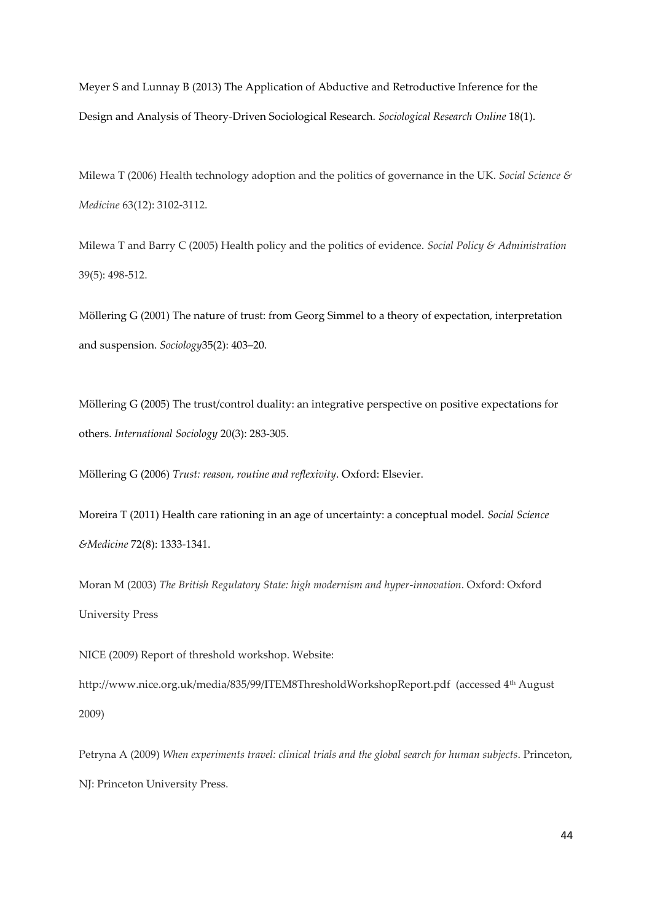Meyer S and Lunnay B (2013) The Application of Abductive and Retroductive Inference for the Design and Analysis of Theory-Driven Sociological Research. *Sociological Research Online* 18(1).

Milewa T (2006) Health technology adoption and the politics of governance in the UK. *Social Science & Medicine* 63(12): 3102-3112.

Milewa T and Barry C (2005) Health policy and the politics of evidence. *Social Policy & Administration* 39(5): 498-512.

Möllering G (2001) The nature of trust: from Georg Simmel to a theory of expectation, interpretation and suspension. *Sociology*35(2): 403–20.

Möllering G (2005) The trust/control duality: an integrative perspective on positive expectations for others. *International Sociology* 20(3): 283-305.

Möllering G (2006) *Trust: reason, routine and reflexivity*. Oxford: Elsevier.

Moreira T (2011) Health care rationing in an age of uncertainty: a conceptual model. *Social Science &Medicine* 72(8): 1333-1341.

Moran M (2003) *The British Regulatory State: high modernism and hyper-innovation*. Oxford: Oxford University Press

NICE (2009) Report of threshold workshop. Website: http://www.nice.org.uk/media/835/99/ITEM8ThresholdWorkshopReport.pdf (accessed 4th August 2009)

Petryna A (2009) *When experiments travel: clinical trials and the global search for human subjects*. Princeton, NJ: Princeton University Press.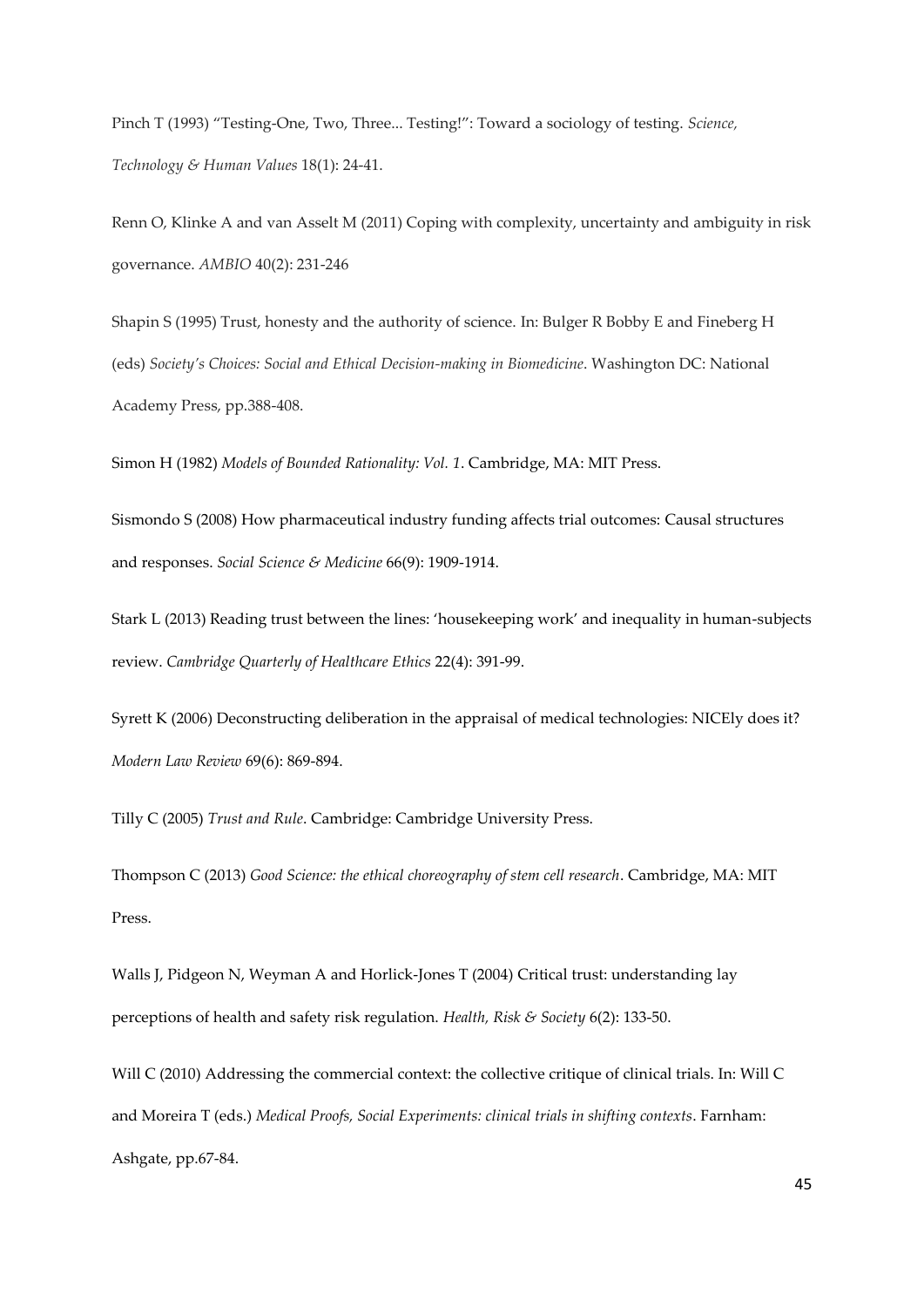Pinch T (1993) "Testing-One, Two, Three... Testing!": Toward a sociology of testing. *Science, Technology & Human Values* 18(1): 24-41.

Renn O, Klinke A and van Asselt M (2011) Coping with complexity, uncertainty and ambiguity in risk governance. *AMBIO* 40(2): 231-246

Shapin S (1995) Trust, honesty and the authority of science. In: Bulger R Bobby E and Fineberg H (eds) *Society's Choices: Social and Ethical Decision-making in Biomedicine*. Washington DC: National Academy Press, pp.388-408.

Simon H (1982) *Models of Bounded Rationality: Vol. 1*. Cambridge, MA: MIT Press.

Sismondo S (2008) How pharmaceutical industry funding affects trial outcomes: Causal structures and responses. *Social Science & Medicine* 66(9): 1909-1914.

Stark L (2013) Reading trust between the lines: 'housekeeping work' and inequality in human-subjects review. *Cambridge Quarterly of Healthcare Ethics* 22(4): 391-99.

Syrett K (2006) Deconstructing deliberation in the appraisal of medical technologies: NICEly does it? *Modern Law Review* 69(6): 869-894.

Tilly C (2005) *Trust and Rule*. Cambridge: Cambridge University Press.

Thompson C (2013) *Good Science: the ethical choreography of stem cell research*. Cambridge, MA: MIT Press.

Walls J, Pidgeon N, Weyman A and Horlick-Jones T (2004) Critical trust: understanding lay perceptions of health and safety risk regulation. *Health, Risk & Society* 6(2): 133-50.

Will C (2010) Addressing the commercial context: the collective critique of clinical trials. In: Will C and Moreira T (eds.) *Medical Proofs, Social Experiments: clinical trials in shifting contexts*. Farnham: Ashgate, pp.67-84.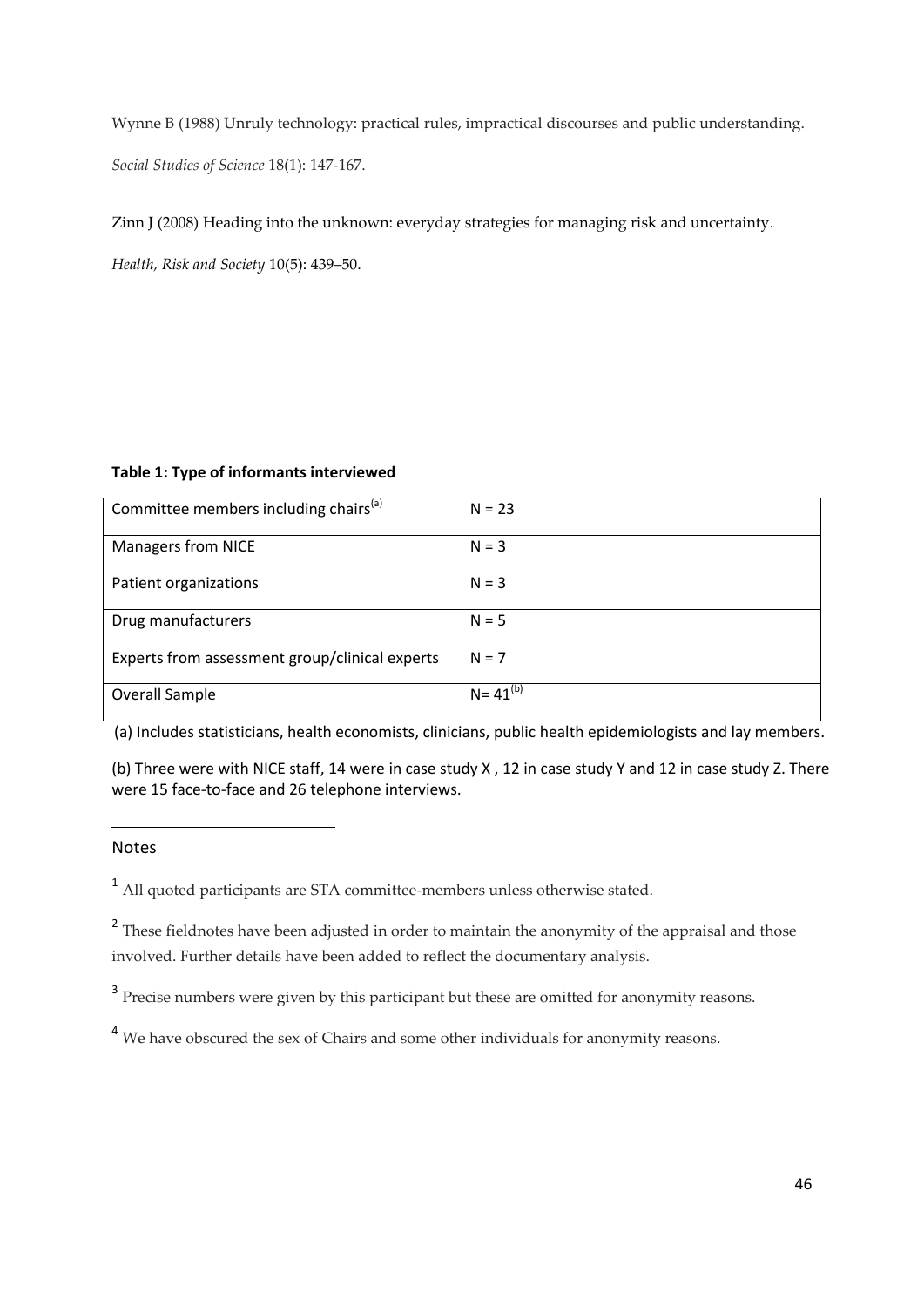Wynne B (1988) Unruly technology: practical rules, impractical discourses and public understanding. *Social Studies of Science* 18(1): 147-167.

Zinn J (2008) Heading into the unknown: everyday strategies for managing risk and uncertainty. *Health, Risk and Society* 10(5): 439–50.

**Table 1: Type of informants interviewed**

| Committee members including chairs[(a)] | N = 23 |
|---|---|
| Managers from NICE | N = 3 |
| Patient organizations | N = 3 |
| Drug manufacturers | N = 5 |
| Experts from assessment group/clinical experts | N = 7 |
| Overall Sample | N= 41[(b)] |

(a) Includes statisticians, health economists, clinicians, public health epidemiologists and lay members.

(b) Three were with NICE staff, 14 were in case study X , 12 in case study Y and 12 in case study Z. There were 15 face-to-face and 26 telephone interviews.

## Notes

[1] All quoted participants are STA committee-members unless otherwise stated.

[2] These fieldnotes have been adjusted in order to maintain the anonymity of the appraisal and those involved. Further details have been added to reflect the documentary analysis.

[3] Precise numbers were given by this participant but these are omitted for anonymity reasons.

[4] We have obscured the sex of Chairs and some other individuals for anonymity reasons.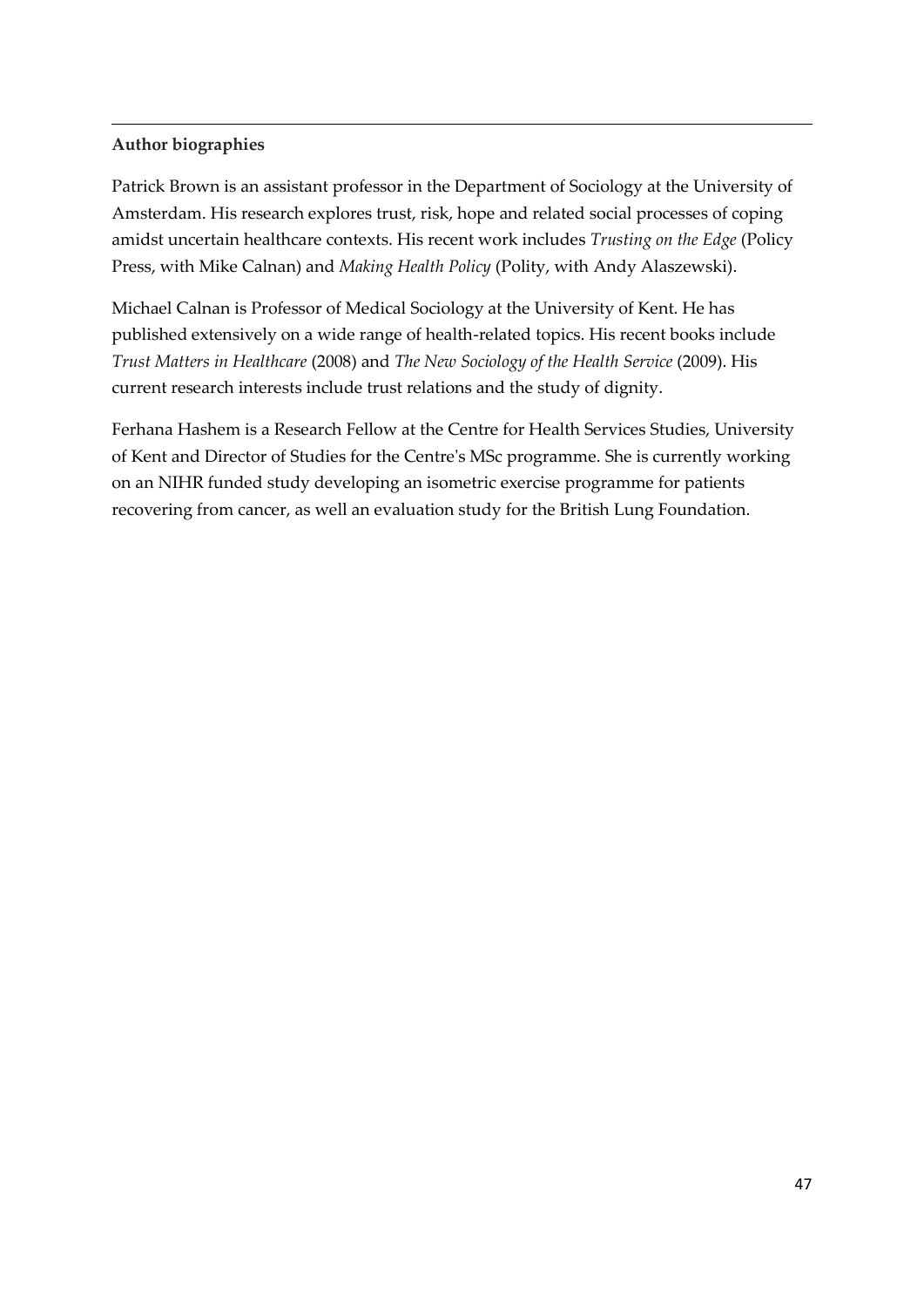**Author biographies**

Patrick Brown is an assistant professor in the Department of Sociology at the University of Amsterdam. His research explores trust, risk, hope and related social processes of coping amidst uncertain healthcare contexts. His recent work includes *Trusting on the Edge* (Policy Press, with Mike Calnan) and *Making Health Policy* (Polity, with Andy Alaszewski).

Michael Calnan is Professor of Medical Sociology at the University of Kent. He has published extensively on a wide range of health-related topics. His recent books include *Trust Matters in Healthcare* (2008) and *The New Sociology of the Health Service* (2009). His current research interests include trust relations and the study of dignity.

Ferhana Hashem is a Research Fellow at the Centre for Health Services Studies, University of Kent and Director of Studies for the Centre's MSc programme. She is currently working on an NIHR funded study developing an isometric exercise programme for patients recovering from cancer, as well an evaluation study for the British Lung Foundation.